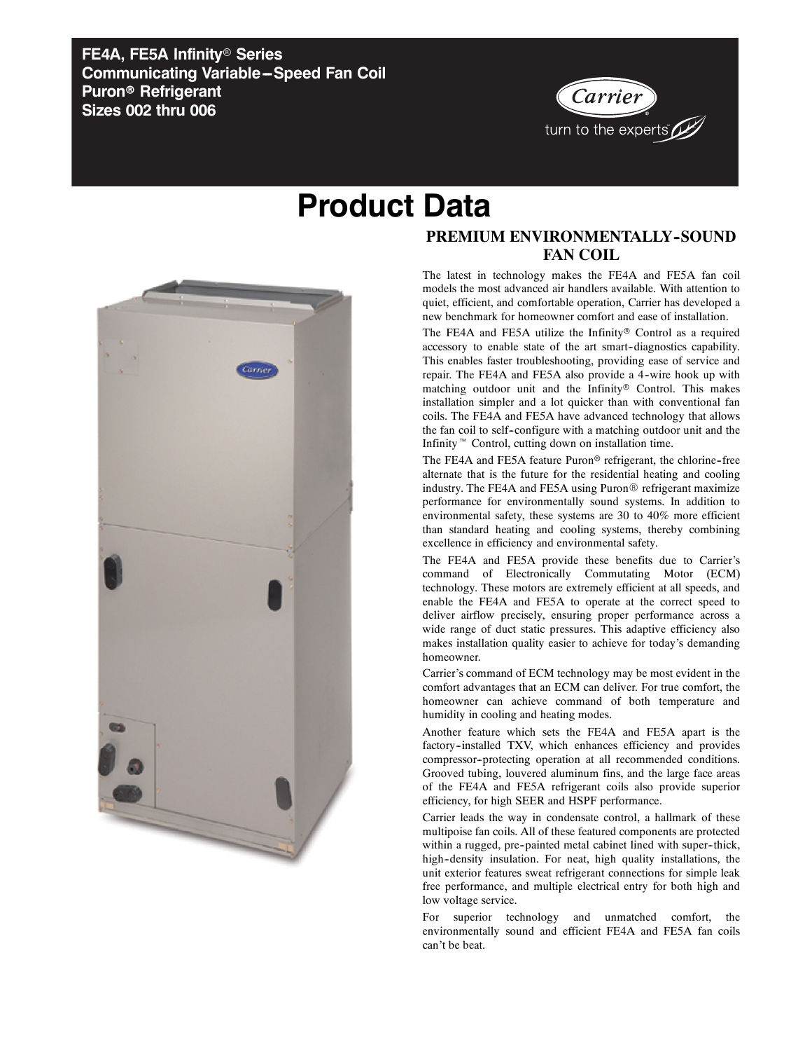**FE4A, FE5A Infinity® Series**
**Communicating Variable–Speed Fan Coil**
**Puron® Refrigerant**
**Sizes 002 thru 006**

Carrier
turn to the experts

# Product Data

## PREMIUM ENVIRONMENTALLY-SOUND FAN COIL

The latest in technology makes the FE4A and FE5A fan coil models the most advanced air handlers available. With attention to quiet, efficient, and comfortable operation, Carrier has developed a new benchmark for homeowner comfort and ease of installation.

The FE4A and FE5A utilize the Infinity® Control as a required accessory to enable state of the art smart-diagnostics capability. This enables faster troubleshooting, providing ease of service and repair. The FE4A and FE5A also provide a 4-wire hook up with matching outdoor unit and the Infinity® Control. This makes installation simpler and a lot quicker than with conventional fan coils. The FE4A and FE5A have advanced technology that allows the fan coil to self-configure with a matching outdoor unit and the Infinity™ Control, cutting down on installation time.

The FE4A and FE5A feature Puron® refrigerant, the chlorine-free alternate that is the future for the residential heating and cooling industry. The FE4A and FE5A using Puron® refrigerant maximize performance for environmentally sound systems. In addition to environmental safety, these systems are 30 to 40% more efficient than standard heating and cooling systems, thereby combining excellence in efficiency and environmental safety.

The FE4A and FE5A provide these benefits due to Carrier's command of Electronically Commutating Motor (ECM) technology. These motors are extremely efficient at all speeds, and enable the FE4A and FE5A to operate at the correct speed to deliver airflow precisely, ensuring proper performance across a wide range of duct static pressures. This adaptive efficiency also makes installation quality easier to achieve for today's demanding homeowner.

Carrier's command of ECM technology may be most evident in the comfort advantages that an ECM can deliver. For true comfort, the homeowner can achieve command of both temperature and humidity in cooling and heating modes.

Another feature which sets the FE4A and FE5A apart is the factory-installed TXV, which enhances efficiency and provides compressor-protecting operation at all recommended conditions. Grooved tubing, louvered aluminum fins, and the large face areas of the FE4A and FE5A refrigerant coils also provide superior efficiency, for high SEER and HSPF performance.

Carrier leads the way in condensate control, a hallmark of these multipoise fan coils. All of these featured components are protected within a rugged, pre-painted metal cabinet lined with super-thick, high-density insulation. For neat, high quality installations, the unit exterior features sweat refrigerant connections for simple leak free performance, and multiple electrical entry for both high and low voltage service.

For superior technology and unmatched comfort, the environmentally sound and efficient FE4A and FE5A fan coils can't be beat.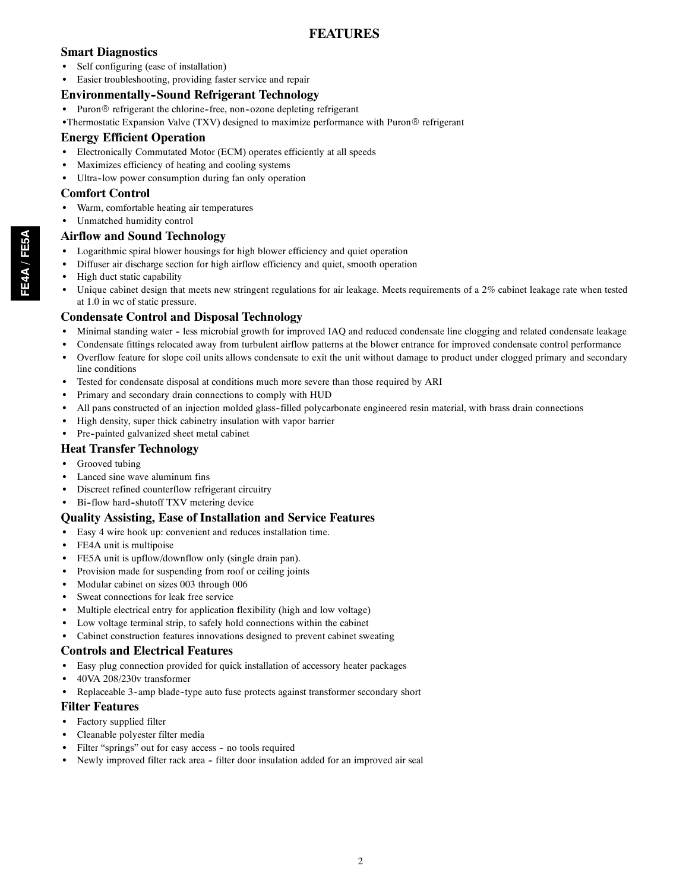# FEATURES

### Smart Diagnostics

- Self configuring (ease of installation)
- Easier troubleshooting, providing faster service and repair

### Environmentally-Sound Refrigerant Technology

- Puron® refrigerant the chlorine-free, non-ozone depleting refrigerant
- Thermostatic Expansion Valve (TXV) designed to maximize performance with Puron® refrigerant

### Energy Efficient Operation

- Electronically Commutated Motor (ECM) operates efficiently at all speeds
- Maximizes efficiency of heating and cooling systems
- Ultra-low power consumption during fan only operation

### Comfort Control

- Warm, comfortable heating air temperatures
- Unmatched humidity control

### Airflow and Sound Technology

- Logarithmic spiral blower housings for high blower efficiency and quiet operation
- Diffuser air discharge section for high airflow efficiency and quiet, smooth operation
- High duct static capability
- Unique cabinet design that meets new stringent regulations for air leakage. Meets requirements of a 2% cabinet leakage rate when tested at 1.0 in wc of static pressure.

### Condensate Control and Disposal Technology

- Minimal standing water - less microbial growth for improved IAQ and reduced condensate line clogging and related condensate leakage
- Condensate fittings relocated away from turbulent airflow patterns at the blower entrance for improved condensate control performance
- Overflow feature for slope coil units allows condensate to exit the unit without damage to product under clogged primary and secondary line conditions
- Tested for condensate disposal at conditions much more severe than those required by ARI
- Primary and secondary drain connections to comply with HUD
- All pans constructed of an injection molded glass-filled polycarbonate engineered resin material, with brass drain connections
- High density, super thick cabinetry insulation with vapor barrier
- Pre-painted galvanized sheet metal cabinet

### Heat Transfer Technology

- Grooved tubing
- Lanced sine wave aluminum fins
- Discreet refined counterflow refrigerant circuitry
- Bi-flow hard-shutoff TXV metering device

### Quality Assisting, Ease of Installation and Service Features

- Easy 4 wire hook up: convenient and reduces installation time.
- FE4A unit is multipoise
- FE5A unit is upflow/downflow only (single drain pan).
- Provision made for suspending from roof or ceiling joints
- Modular cabinet on sizes 003 through 006
- Sweat connections for leak free service
- Multiple electrical entry for application flexibility (high and low voltage)
- Low voltage terminal strip, to safely hold connections within the cabinet
- Cabinet construction features innovations designed to prevent cabinet sweating

### Controls and Electrical Features

- Easy plug connection provided for quick installation of accessory heater packages
- 40VA 208/230v transformer
- Replaceable 3-amp blade-type auto fuse protects against transformer secondary short

### Filter Features

- Factory supplied filter
- Cleanable polyester filter media
- Filter "springs" out for easy access - no tools required
- Newly improved filter rack area - filter door insulation added for an improved air seal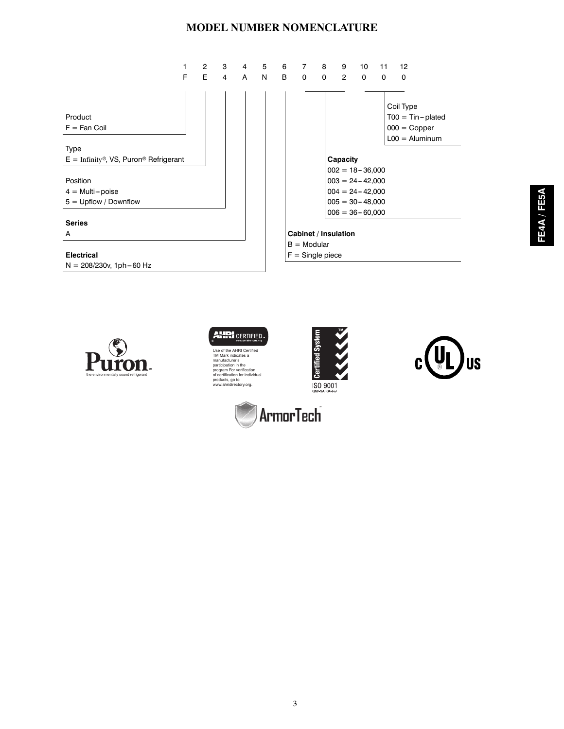# MODEL NUMBER NOMENCLATURE

| 1 | 2 | 3 | 4 | 5 | 6 | 7 | 8 | 9 | 10 | 11 | 12 |
|---|---|---|---|---|---|---|---|---|---|---|---|
| F | E | 4 | A | N | B | 0 | 0 | 2 | 0 | 0 | 0 |

**Product**
F = Fan Coil

**Type**
E = Infinity®, VS, Puron® Refrigerant

**Position**
4 = Multi-poise
5 = Upflow / Downflow

**Series**
A

**Electrical**
N = 208/230v, 1ph-60 Hz

**Cabinet / Insulation**
B = Modular
F = Single piece

**Capacity**
002 = 18-36,000
003 = 24-42,000
004 = 24-42,000
005 = 30-48,000
006 = 36-60,000

**Coil Type**
T00 = Tin-plated
000 = Copper
L00 = Aluminum

Puron™ the environmentally sound refrigerant

AHRI CERTIFIED™ www.ahridirectory.org
Use of the AHRI Certified TM Mark indicates a manufacturer's participation in the program For verification of certification for individual products, go to www.ahridirectory.org.

Certified System™ ISO 9001 QMI-SAI Global

c UL US

ArmorTech™

FE4A / FE5A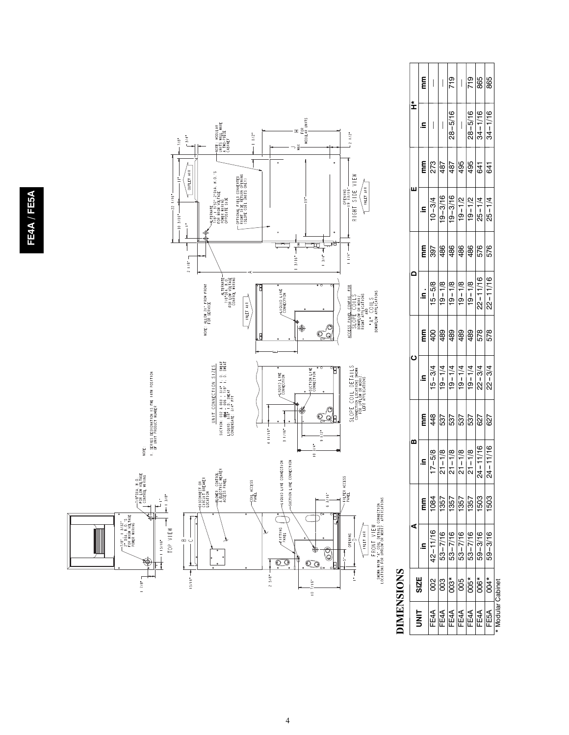# DIMENSIONS

| UNIT | SIZE | A | | B | | C | | D | | E | | H* | |
|---|---|---|---|---|---|---|---|---|---|---|---|---|---|
| | | in | mm | in | mm | in | mm | in . | mm | in | mm | in | mm |
| FE4A | 002 | 42−11/16 | 1084 | 17−5/8 | 448 | 15−3/4 | 400 | 15−5/8 | 397 | 10−3/4 | 273 | — | — |
| FE4A | 003 | 53−7/16 | 1357 | 21−1/8 | 537 | 19−1/4 | 489 | 19−1/8 | 486 | 19−3/16 | 487 | — | — |
| FE4A | 003* | 53−7/16 | 1357 | 21−1/8 | 537 | 19−1/4 | 489 | 19−1/8 | 486 | 19−3/16 | 487 | 28−5/16 | 719 |
| FE4A | 005 | 53−7/16 | 1357 | 21−1/8 | 537 | 19−1/4 | 489 | 19−1/8 | 486 | 19−1/2 | 495 | — | — |
| FE4A | 005* | 53−7/16 | 1357 | 21−1/8 | 537 | 19−1/4 | 489 | 19−1/8 | 486 | 19−1/2 | 495 | 28−5/16 | 719 |
| FE4A | 006* | 59−3/16 | 1503 | 24−11/16 | 627 | 22−3/4 | 578 | 22−11/16 | 576 | 25−1/4 | 641 | 34−1/16 | 865 |
| FE5A | 004* | 59−3/16 | 1503 | 24−11/16 | 627 | 22−3/4 | 578 | 22−11/16 | 576 | 25−1/4 | 641 | 34−1/16 | 865 |

* Modular Cabinet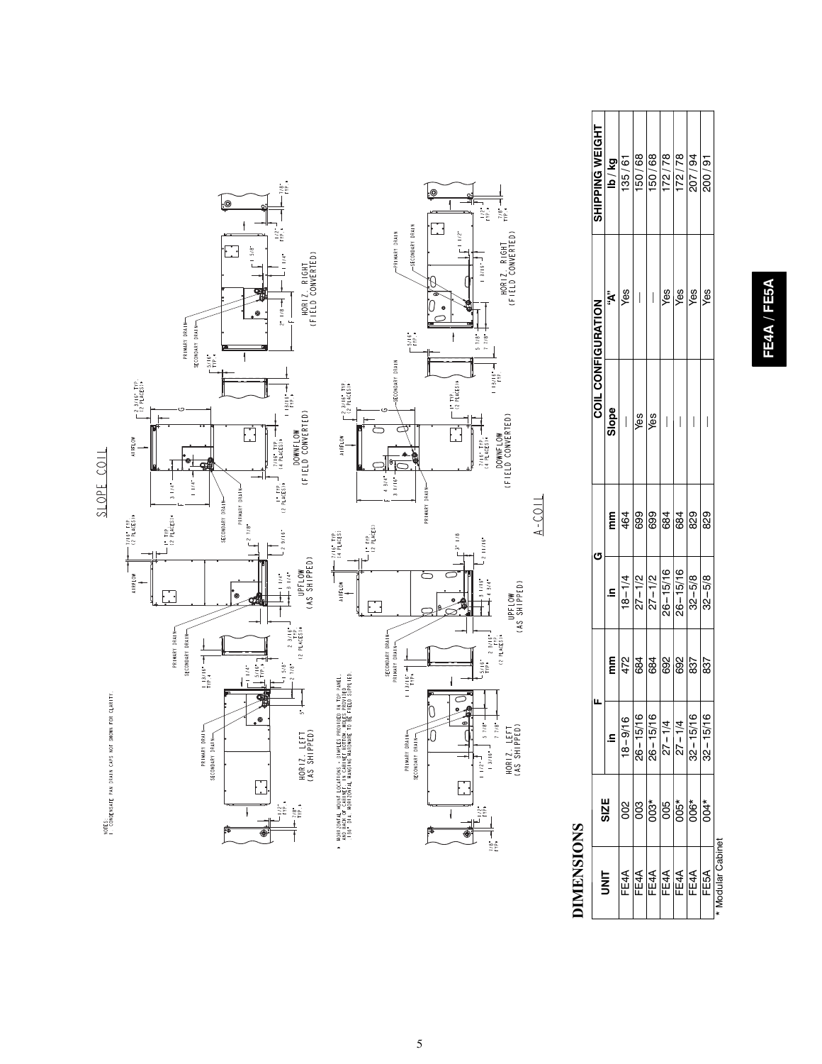NOTES:
1. CONDENSATE PAN DRAIN CAPS NOT SHOWN FOR CLARITY.

## SLOPE COIL

HORIZ. LEFT (AS SHIPPED) — UPFLOW (AS SHIPPED) — DOWNFLOW (FIELD CONVERTED) — HORIZ. RIGHT (FIELD CONVERTED)

* HORIZONTAL MOUNT LOCATIONS — DIMPLES PROVIDED IN TOP PANEL AND BACK OF CABINET. IN CABINET BOTTOM, HOLES PROVIDED. 7/16" DIA. HORIZONTAL HANGING HARDWARE TO BE FIELD SUPPLIED.

## A-COIL

HORIZ. LEFT (AS SHIPPED) — UPFLOW (AS SHIPPED) — DOWNFLOW (FIELD CONVERTED) — HORIZ. RIGHT (FIELD CONVERTED)

# DIMENSIONS

| UNIT | SIZE | F | | G | | COIL CONFIGURATION | | SHIPPING WEIGHT |
|---|---|---|---|---|---|---|---|---|
| | | in | mm | in | mm | Slope | "A" | lb / kg |
| FE4A | 002 | 18−9/16 | 472 | 18−1/4 | 464 | — | Yes | 135 / 61 |
| FE4A | 003 | 26−15/16 | 684 | 27−1/2 | 699 | Yes | — | 150 / 68 |
| FE4A | 003* | 26−15/16 | 684 | 27−1/2 | 699 | Yes | — | 150 / 68 |
| FE4A | 005 | 27−1/4 | 692 | 26−15/16 | 684 | — | Yes | 172 / 78 |
| FE4A | 005* | 27−1/4 | 692 | 26−15/16 | 684 | — | Yes | 172 / 78 |
| FE4A | 006* | 32−15/16 | 837 | 32−5/8 | 829 | — | Yes | 207 / 94 |
| FE5A | 004* | 32−15/16 | 837 | 32−5/8 | 829 | — | Yes | 200 / 91 |

\* Modular Cabinet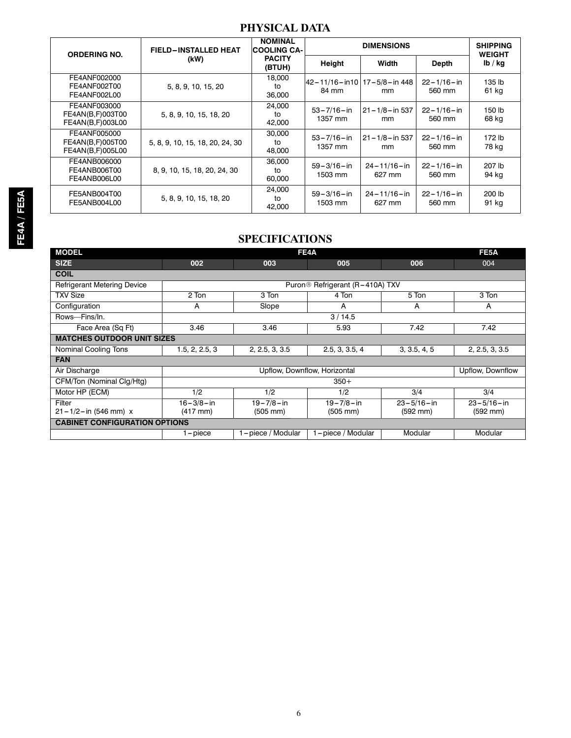## PHYSICAL DATA

| ORDERING NO. | FIELD-INSTALLED HEAT (kW) | NOMINAL COOLING CAPACITY (BTUH) | DIMENSIONS | | | SHIPPING WEIGHT lb / kg |
|---|---|---|---|---|---|---|
| | | | Height | Width | Depth | |
| FE4ANF002000<br>FE4ANF002T00<br>FE4ANF002L00 | 5, 8, 9, 10, 15, 20 | 18,000<br>to<br>36,000 | 42-11/16-in10 84 mm | 17-5/8-in 448 mm | 22-1/16-in 560 mm | 135 lb<br>61 kg |
| FE4ANF003000<br>FE4AN(B,F)003T00<br>FE4AN(B,F)003L00 | 5, 8, 9, 10, 15, 18, 20 | 24,000<br>to<br>42,000 | 53-7/16-in 1357 mm | 21-1/8-in 537 mm | 22-1/16-in 560 mm | 150 lb<br>68 kg |
| FE4ANF005000<br>FE4AN(B,F)005T00<br>FE4AN(B,F)005L00 | 5, 8, 9, 10, 15, 18, 20, 24, 30 | 30,000<br>to<br>48,000 | 53-7/16-in 1357 mm | 21-1/8-in 537 mm | 22-1/16-in 560 mm | 172 lb<br>78 kg |
| FE4ANB006000<br>FE4ANB006T00<br>FE4ANB006L00 | 8, 9, 10, 15, 18, 20, 24, 30 | 36,000<br>to<br>60,000 | 59-3/16-in 1503 mm | 24-11/16-in 627 mm | 22-1/16-in 560 mm | 207 lb<br>94 kg |
| FE5ANB004T00<br>FE5ANB004L00 | 5, 8, 9, 10, 15, 18, 20 | 24,000<br>to<br>42,000 | 59-3/16-in 1503 mm | 24-11/16-in 627 mm | 22-1/16-in 560 mm | 200 lb<br>91 kg |

## SPECIFICATIONS

| MODEL | FE4A | | | | FE5A |
|---|---|---|---|---|---|
| **SIZE** | **002** | **003** | **005** | **006** | 004 |
| **COIL** | | | | | |
| Refrigerant Metering Device | Puron® Refrigerant (R-410A) TXV | | | | |
| TXV Size | 2 Ton | 3 Ton | 4 Ton | 5 Ton | 3 Ton |
| Configuration | A | Slope | A | A | A |
| Rows—Fins/In. | 3 / 14.5 | | | | |
| Face Area (Sq Ft) | 3.46 | 3.46 | 5.93 | 7.42 | 7.42 |
| **MATCHES OUTDOOR UNIT SIZES** | | | | | |
| Nominal Cooling Tons | 1.5, 2, 2.5, 3 | 2, 2.5, 3, 3.5 | 2.5, 3, 3.5, 4 | 3, 3.5, 4, 5 | 2, 2.5, 3, 3.5 |
| **FAN** | | | | | |
| Air Discharge | Upflow, Downflow, Horizontal | | | | Upflow, Downflow |
| CFM/Ton (Nominal Clg/Htg) | 350+ | | | | |
| Motor HP (ECM) | 1/2 | 1/2 | 1/2 | 3/4 | 3/4 |
| Filter<br>21-1/2-in (546 mm) x | 16-3/8-in<br>(417 mm) | 19-7/8-in<br>(505 mm) | 19-7/8-in<br>(505 mm) | 23-5/16-in<br>(592 mm) | 23-5/16-in<br>(592 mm) |
| **CABINET CONFIGURATION OPTIONS** | | | | | |
| | 1-piece | 1-piece / Modular | 1-piece / Modular | Modular | Modular |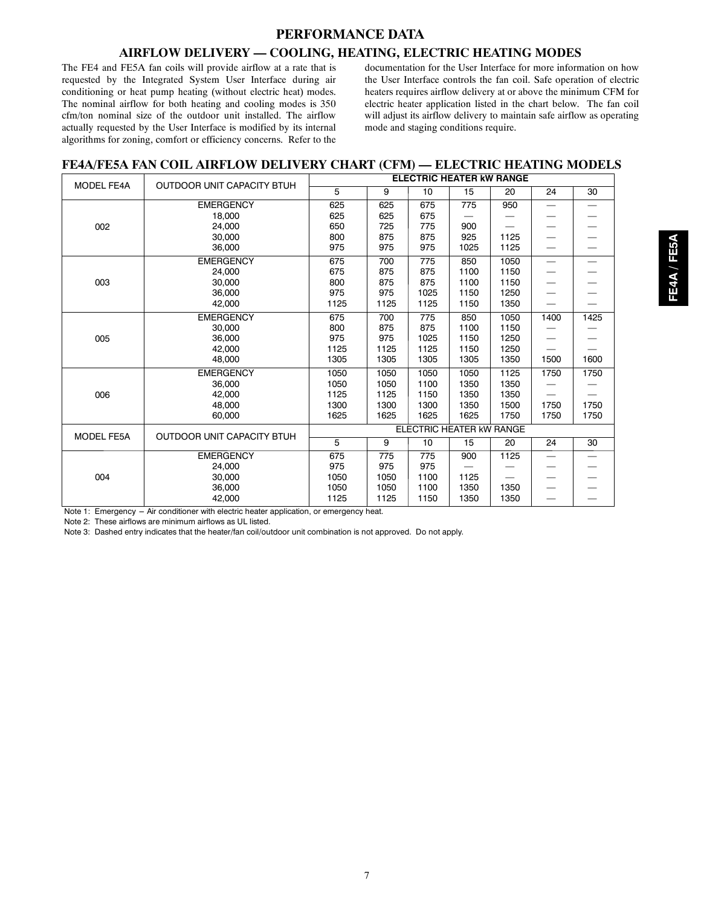# PERFORMANCE DATA

## AIRFLOW DELIVERY — COOLING, HEATING, ELECTRIC HEATING MODES

The FE4 and FE5A fan coils will provide airflow at a rate that is requested by the Integrated System User Interface during air conditioning or heat pump heating (without electric heat) modes. The nominal airflow for both heating and cooling modes is 350 cfm/ton nominal size of the outdoor unit installed. The airflow actually requested by the User Interface is modified by its internal algorithms for zoning, comfort or efficiency concerns. Refer to the documentation for the User Interface for more information on how the User Interface controls the fan coil. Safe operation of electric heaters requires airflow delivery at or above the minimum CFM for electric heater application listed in the chart below. The fan coil will adjust its airflow delivery to maintain safe airflow as operating mode and staging conditions require.

## FE4A/FE5A FAN COIL AIRFLOW DELIVERY CHART (CFM) — ELECTRIC HEATING MODELS

| MODEL FE4A | OUTDOOR UNIT CAPACITY BTUH | ELECTRIC HEATER kW RANGE | | | | | | |
|---|---|---|---|---|---|---|---|---|
| | | 5 | 9 | 10 | 15 | 20 | 24 | 30 |
| 002 | EMERGENCY | 625 | 625 | 675 | 775 | 950 | — | — |
| | 18,000 | 625 | 625 | 675 | — | — | — | — |
| | 24,000 | 650 | 725 | 775 | 900 | — | — | — |
| | 30,000 | 800 | 875 | 875 | 925 | 1125 | — | — |
| | 36,000 | 975 | 975 | 975 | 1025 | 1125 | — | — |
| 003 | EMERGENCY | 675 | 700 | 775 | 850 | 1050 | — | — |
| | 24,000 | 675 | 875 | 875 | 1100 | 1150 | — | — |
| | 30,000 | 800 | 875 | 875 | 1100 | 1150 | — | — |
| | 36,000 | 975 | 975 | 1025 | 1150 | 1250 | — | — |
| | 42,000 | 1125 | 1125 | 1125 | 1150 | 1350 | — | — |
| 005 | EMERGENCY | 675 | 700 | 775 | 850 | 1050 | 1400 | 1425 |
| | 30,000 | 800 | 875 | 875 | 1100 | 1150 | — | — |
| | 36,000 | 975 | 975 | 1025 | 1150 | 1250 | — | — |
| | 42,000 | 1125 | 1125 | 1125 | 1150 | 1250 | — | — |
| | 48,000 | 1305 | 1305 | 1305 | 1305 | 1350 | 1500 | 1600 |
| 006 | EMERGENCY | 1050 | 1050 | 1050 | 1050 | 1125 | 1750 | 1750 |
| | 36,000 | 1050 | 1050 | 1100 | 1350 | 1350 | — | — |
| | 42,000 | 1125 | 1125 | 1150 | 1350 | 1350 | — | — |
| | 48,000 | 1300 | 1300 | 1300 | 1350 | 1500 | 1750 | 1750 |
| | 60,000 | 1625 | 1625 | 1625 | 1625 | 1750 | 1750 | 1750 |
| **MODEL FE5A** | **OUTDOOR UNIT CAPACITY BTUH** | **ELECTRIC HEATER kW RANGE** | | | | | | |
| | | 5 | 9 | 10 | 15 | 20 | 24 | 30 |
| 004 | EMERGENCY | 675 | 775 | 775 | 900 | 1125 | — | — |
| | 24,000 | 975 | 975 | 975 | — | — | — | — |
| | 30,000 | 1050 | 1050 | 1100 | 1125 | — | — | — |
| | 36,000 | 1050 | 1050 | 1100 | 1350 | 1350 | — | — |
| | 42,000 | 1125 | 1125 | 1150 | 1350 | 1350 | — | — |

Note 1: Emergency – Air conditioner with electric heater application, or emergency heat.

Note 2: These airflows are minimum airflows as UL listed.

Note 3: Dashed entry indicates that the heater/fan coil/outdoor unit combination is not approved. Do not apply.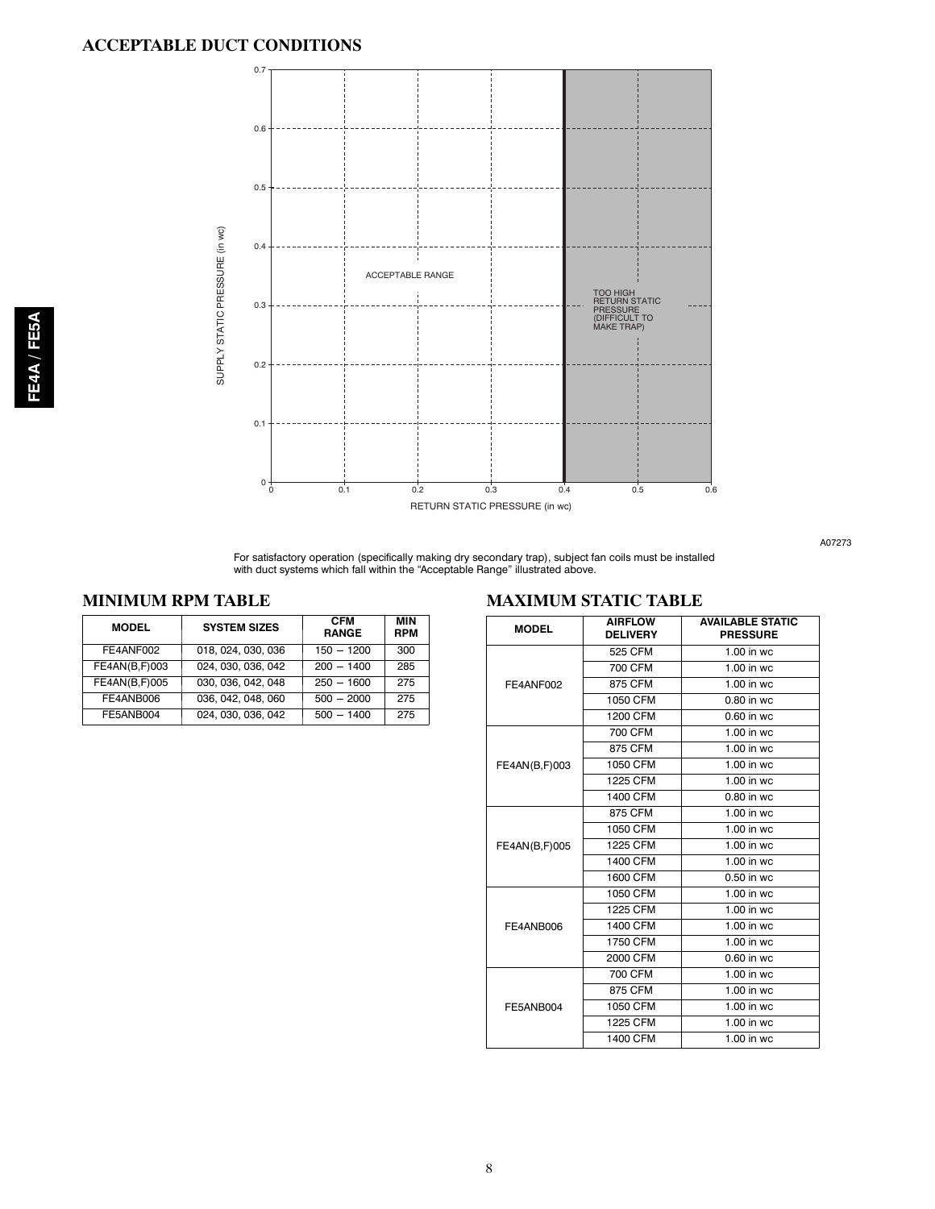## ACCEPTABLE DUCT CONDITIONS

SUPPLY STATIC PRESSURE (in wc)

ACCEPTABLE RANGE

TOO HIGH RETURN STATIC PRESSURE (DIFFICULT TO MAKE TRAP)

RETURN STATIC PRESSURE (in wc)

A07273

For satisfactory operation (specifically making dry secondary trap), subject fan coils must be installed with duct systems which fall within the "Acceptable Range" illustrated above.

## MINIMUM RPM TABLE

| MODEL | SYSTEM SIZES | CFM RANGE | MIN RPM |
|---|---|---|---|
| FE4ANF002 | 018, 024, 030, 036 | 150 – 1200 | 300 |
| FE4AN(B,F)003 | 024, 030, 036, 042 | 200 – 1400 | 285 |
| FE4AN(B,F)005 | 030, 036, 042, 048 | 250 – 1600 | 275 |
| FE4ANB006 | 036, 042, 048, 060 | 500 – 2000 | 275 |
| FE5ANB004 | 024, 030, 036, 042 | 500 – 1400 | 275 |

## MAXIMUM STATIC TABLE

| MODEL | AIRFLOW DELIVERY | AVAILABLE STATIC PRESSURE |
|---|---|---|
| FE4ANF002 | 525 CFM | 1.00 in wc |
| | 700 CFM | 1.00 in wc |
| | 875 CFM | 1.00 in wc |
| | 1050 CFM | 0.80 in wc |
| | 1200 CFM | 0.60 in wc |
| FE4AN(B,F)003 | 700 CFM | 1.00 in wc |
| | 875 CFM | 1.00 in wc |
| | 1050 CFM | 1.00 in wc |
| | 1225 CFM | 1.00 in wc |
| | 1400 CFM | 0.80 in wc |
| FE4AN(B,F)005 | 875 CFM | 1.00 in wc |
| | 1050 CFM | 1.00 in wc |
| | 1225 CFM | 1.00 in wc |
| | 1400 CFM | 1.00 in wc |
| | 1600 CFM | 0.50 in wc |
| FE4ANB006 | 1050 CFM | 1.00 in wc |
| | 1225 CFM | 1.00 in wc |
| | 1400 CFM | 1.00 in wc |
| | 1750 CFM | 1.00 in wc |
| | 2000 CFM | 0.60 in wc |
| FE5ANB004 | 700 CFM | 1.00 in wc |
| | 875 CFM | 1.00 in wc |
| | 1050 CFM | 1.00 in wc |
| | 1225 CFM | 1.00 in wc |
| | 1400 CFM | 1.00 in wc |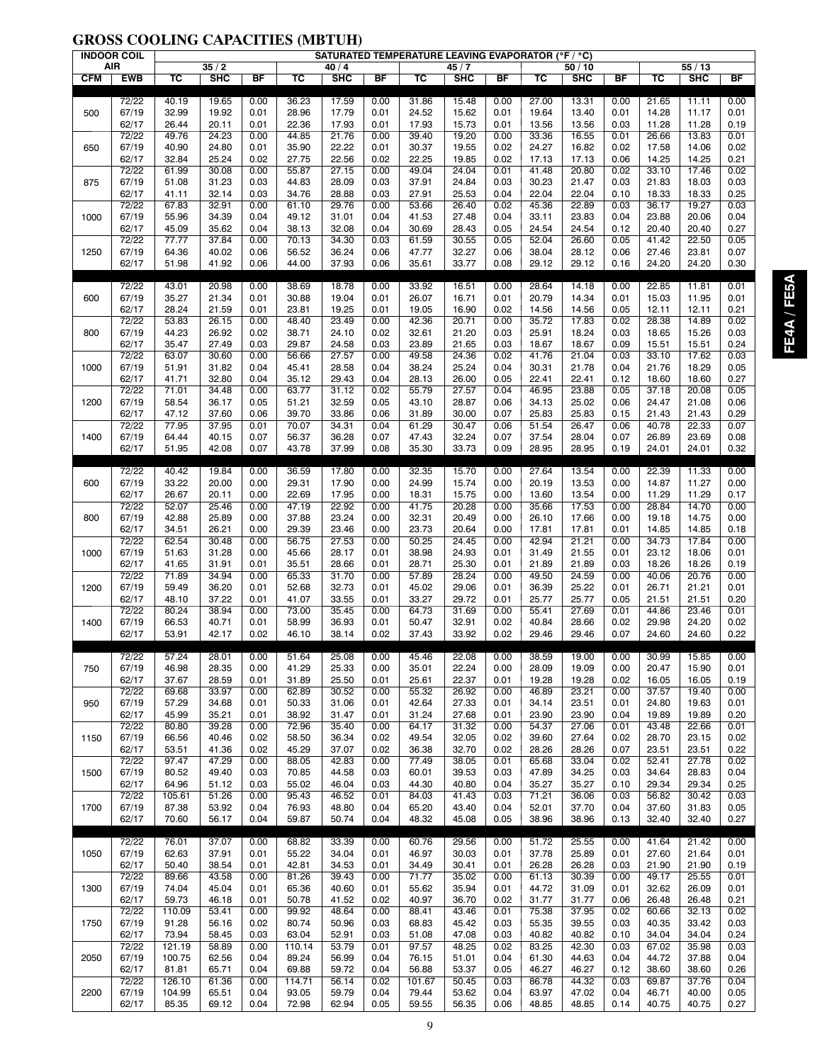## GROSS COOLING CAPACITIES (MBTUH)

| INDOOR COIL AIR | | SATURATED TEMPERATURE LEAVING EVAPORATOR (°F / °C) | | | | | | | | | | | | | | |
|---|---|---|---|---|---|---|---|---|---|---|---|---|---|---|---|---|
| | | 35 / 2 | | | 40 / 4 | | | 45 / 7 | | | 50 / 10 | | | 55 / 13 | | |
| CFM | EWB | TC | SHC | BF | TC | SHC | BF | TC | SHC | BF | TC | SHC | BF | TC | SHC | BF |
| | | | | | | | | | | | | | | | | |
| 500 | 72/22 | 40.19 | 19.65 | 0.00 | 36.23 | 17.59 | 0.00 | 31.86 | 15.48 | 0.00 | 27.00 | 13.31 | 0.00 | 21.65 | 11.11 | 0.00 |
| | 67/19 | 32.99 | 19.92 | 0.01 | 28.96 | 17.79 | 0.01 | 24.52 | 15.62 | 0.01 | 19.64 | 13.40 | 0.01 | 14.28 | 11.17 | 0.01 |
| | 62/17 | 26.44 | 20.11 | 0.01 | 22.36 | 17.93 | 0.01 | 17.93 | 15.73 | 0.01 | 13.56 | 13.56 | 0.03 | 11.28 | 11.28 | 0.19 |
| 650 | 72/22 | 49.76 | 24.23 | 0.00 | 44.85 | 21.76 | 0.00 | 39.40 | 19.20 | 0.00 | 33.36 | 16.55 | 0.01 | 26.66 | 13.83 | 0.01 |
| | 67/19 | 40.90 | 24.80 | 0.01 | 35.90 | 22.22 | 0.01 | 30.37 | 19.55 | 0.02 | 24.27 | 16.82 | 0.02 | 17.58 | 14.06 | 0.02 |
| | 62/17 | 32.84 | 25.24 | 0.02 | 27.75 | 22.56 | 0.02 | 22.25 | 19.85 | 0.02 | 17.13 | 17.13 | 0.06 | 14.25 | 14.25 | 0.21 |
| 875 | 72/22 | 61.99 | 30.08 | 0.00 | 55.87 | 27.15 | 0.00 | 49.04 | 24.04 | 0.01 | 41.48 | 20.80 | 0.02 | 33.10 | 17.46 | 0.02 |
| | 67/19 | 51.08 | 31.23 | 0.03 | 44.83 | 28.09 | 0.03 | 37.91 | 24.84 | 0.03 | 30.23 | 21.47 | 0.03 | 21.83 | 18.03 | 0.03 |
| | 62/17 | 41.11 | 32.14 | 0.03 | 34.76 | 28.88 | 0.03 | 27.91 | 25.53 | 0.04 | 22.04 | 22.04 | 0.10 | 18.33 | 18.33 | 0.25 |
| 1000 | 72/22 | 67.83 | 32.91 | 0.00 | 61.10 | 29.76 | 0.00 | 53.66 | 26.40 | 0.02 | 45.36 | 22.89 | 0.03 | 36.17 | 19.27 | 0.03 |
| | 67/19 | 55.96 | 34.39 | 0.04 | 49.12 | 31.01 | 0.04 | 41.53 | 27.48 | 0.04 | 33.11 | 23.83 | 0.04 | 23.88 | 20.06 | 0.04 |
| | 62/17 | 45.09 | 35.62 | 0.04 | 38.13 | 32.08 | 0.04 | 30.69 | 28.43 | 0.05 | 24.54 | 24.54 | 0.12 | 20.40 | 20.40 | 0.27 |
| 1250 | 72/22 | 77.77 | 37.84 | 0.00 | 70.13 | 34.30 | 0.03 | 61.59 | 30.55 | 0.05 | 52.04 | 26.60 | 0.05 | 41.42 | 22.50 | 0.05 |
| | 67/19 | 64.36 | 40.02 | 0.06 | 56.52 | 36.24 | 0.06 | 47.77 | 32.27 | 0.06 | 38.04 | 28.12 | 0.06 | 27.46 | 23.81 | 0.07 |
| | 62/17 | 51.98 | 41.92 | 0.06 | 44.00 | 37.93 | 0.06 | 35.61 | 33.77 | 0.08 | 29.12 | 29.12 | 0.16 | 24.20 | 24.20 | 0.30 |
| | | | | | | | | | | | | | | | | |
| 600 | 72/22 | 43.01 | 20.98 | 0.00 | 38.69 | 18.78 | 0.00 | 33.92 | 16.51 | 0.00 | 28.64 | 14.18 | 0.00 | 22.85 | 11.81 | 0.01 |
| | 67/19 | 35.27 | 21.34 | 0.01 | 30.88 | 19.04 | 0.01 | 26.07 | 16.71 | 0.01 | 20.79 | 14.34 | 0.01 | 15.03 | 11.95 | 0.01 |
| | 62/17 | 28.24 | 21.59 | 0.01 | 23.81 | 19.25 | 0.01 | 19.05 | 16.90 | 0.02 | 14.56 | 14.56 | 0.05 | 12.11 | 12.11 | 0.21 |
| 800 | 72/22 | 53.83 | 26.15 | 0.00 | 48.40 | 23.49 | 0.00 | 42.36 | 20.71 | 0.00 | 35.72 | 17.83 | 0.02 | 28.38 | 14.89 | 0.02 |
| | 67/19 | 44.23 | 26.92 | 0.02 | 38.71 | 24.10 | 0.02 | 32.61 | 21.20 | 0.03 | 25.91 | 18.24 | 0.03 | 18.65 | 15.26 | 0.03 |
| | 62/17 | 35.47 | 27.49 | 0.03 | 29.87 | 24.58 | 0.03 | 23.89 | 21.65 | 0.03 | 18.67 | 18.67 | 0.09 | 15.51 | 15.51 | 0.24 |
| 1000 | 72/22 | 63.07 | 30.60 | 0.00 | 56.66 | 27.57 | 0.00 | 49.58 | 24.36 | 0.02 | 41.76 | 21.04 | 0.03 | 33.10 | 17.62 | 0.03 |
| | 67/19 | 51.91 | 31.82 | 0.04 | 45.41 | 28.58 | 0.04 | 38.24 | 25.24 | 0.04 | 30.31 | 21.78 | 0.04 | 21.76 | 18.29 | 0.05 |
| | 62/17 | 41.71 | 32.80 | 0.04 | 35.12 | 29.43 | 0.04 | 28.13 | 26.00 | 0.05 | 22.41 | 22.41 | 0.12 | 18.60 | 18.60 | 0.27 |
| 1200 | 72/22 | 71.01 | 34.48 | 0.00 | 63.77 | 31.12 | 0.02 | 55.79 | 27.57 | 0.04 | 46.95 | 23.88 | 0.05 | 37.18 | 20.08 | 0.05 |
| | 67/19 | 58.54 | 36.17 | 0.05 | 51.21 | 32.59 | 0.05 | 43.10 | 28.87 | 0.06 | 34.13 | 25.02 | 0.06 | 24.47 | 21.08 | 0.06 |
| | 62/17 | 47.12 | 37.60 | 0.06 | 39.70 | 33.86 | 0.06 | 31.89 | 30.00 | 0.07 | 25.83 | 25.83 | 0.15 | 21.43 | 21.43 | 0.29 |
| 1400 | 72/22 | 77.95 | 37.95 | 0.01 | 70.07 | 34.31 | 0.04 | 61.29 | 30.47 | 0.06 | 51.54 | 26.47 | 0.06 | 40.78 | 22.33 | 0.07 |
| | 67/19 | 64.44 | 40.15 | 0.07 | 56.37 | 36.28 | 0.07 | 47.43 | 32.24 | 0.07 | 37.54 | 28.04 | 0.07 | 26.89 | 23.69 | 0.08 |
| | 62/17 | 51.95 | 42.08 | 0.07 | 43.78 | 37.99 | 0.08 | 35.30 | 33.73 | 0.09 | 28.95 | 28.95 | 0.19 | 24.01 | 24.01 | 0.32 |
| | | | | | | | | | | | | | | | | |
| 600 | 72/22 | 40.42 | 19.84 | 0.00 | 36.59 | 17.80 | 0.00 | 32.35 | 15.70 | 0.00 | 27.64 | 13.54 | 0.00 | 22.39 | 11.33 | 0.00 |
| | 67/19 | 33.22 | 20.00 | 0.00 | 29.31 | 17.90 | 0.00 | 24.99 | 15.74 | 0.00 | 20.19 | 13.53 | 0.00 | 14.87 | 11.27 | 0.00 |
| | 62/17 | 26.67 | 20.11 | 0.00 | 22.69 | 17.95 | 0.00 | 18.31 | 15.75 | 0.00 | 13.60 | 13.54 | 0.00 | 11.29 | 11.29 | 0.17 |
| 800 | 72/22 | 52.07 | 25.46 | 0.00 | 47.19 | 22.92 | 0.00 | 41.75 | 20.28 | 0.00 | 35.66 | 17.53 | 0.00 | 28.84 | 14.70 | 0.00 |
| | 67/19 | 42.88 | 25.89 | 0.00 | 37.88 | 23.24 | 0.00 | 32.31 | 20.49 | 0.00 | 26.10 | 17.66 | 0.00 | 19.18 | 14.75 | 0.00 |
| | 62/17 | 34.51 | 26.21 | 0.00 | 29.39 | 23.46 | 0.00 | 23.73 | 20.64 | 0.00 | 17.81 | 17.81 | 0.01 | 14.85 | 14.85 | 0.18 |
| 1000 | 72/22 | 62.54 | 30.48 | 0.00 | 56.75 | 27.53 | 0.00 | 50.25 | 24.45 | 0.00 | 42.94 | 21.21 | 0.00 | 34.73 | 17.84 | 0.00 |
| | 67/19 | 51.63 | 31.28 | 0.00 | 45.66 | 28.17 | 0.01 | 38.98 | 24.93 | 0.01 | 31.49 | 21.55 | 0.01 | 23.12 | 18.06 | 0.01 |
| | 62/17 | 41.65 | 31.91 | 0.01 | 35.51 | 28.66 | 0.01 | 28.71 | 25.30 | 0.01 | 21.89 | 21.89 | 0.03 | 18.26 | 18.26 | 0.19 |
| 1200 | 72/22 | 71.89 | 34.94 | 0.00 | 65.33 | 31.70 | 0.00 | 57.89 | 28.24 | 0.00 | 49.50 | 24.59 | 0.00 | 40.06 | 20.76 | 0.00 |
| | 67/19 | 59.49 | 36.20 | 0.01 | 52.68 | 32.73 | 0.01 | 45.02 | 29.06 | 0.01 | 36.39 | 25.22 | 0.01 | 26.71 | 21.21 | 0.01 |
| | 62/17 | 48.10 | 37.22 | 0.01 | 41.07 | 33.55 | 0.01 | 33.27 | 29.72 | 0.01 | 25.77 | 25.77 | 0.05 | 21.51 | 21.51 | 0.20 |
| 1400 | 72/22 | 80.24 | 38.94 | 0.00 | 73.00 | 35.45 | 0.00 | 64.73 | 31.69 | 0.00 | 55.41 | 27.69 | 0.01 | 44.86 | 23.46 | 0.01 |
| | 67/19 | 66.53 | 40.71 | 0.01 | 58.99 | 36.93 | 0.01 | 50.47 | 32.91 | 0.02 | 40.84 | 28.66 | 0.02 | 29.98 | 24.20 | 0.02 |
| | 62/17 | 53.91 | 42.17 | 0.02 | 46.10 | 38.14 | 0.02 | 37.43 | 33.92 | 0.02 | 29.46 | 29.46 | 0.07 | 24.60 | 24.60 | 0.22 |
| | | | | | | | | | | | | | | | | |
| 750 | 72/22 | 57.24 | 28.01 | 0.00 | 51.64 | 25.08 | 0.00 | 45.46 | 22.08 | 0.00 | 38.59 | 19.00 | 0.00 | 30.99 | 15.85 | 0.00 |
| | 67/19 | 46.98 | 28.35 | 0.00 | 41.29 | 25.33 | 0.00 | 35.01 | 22.24 | 0.00 | 28.09 | 19.09 | 0.00 | 20.47 | 15.90 | 0.01 |
| | 62/17 | 37.67 | 28.59 | 0.01 | 31.89 | 25.50 | 0.01 | 25.61 | 22.37 | 0.01 | 19.28 | 19.28 | 0.02 | 16.05 | 16.05 | 0.19 |
| 950 | 72/22 | 69.68 | 33.97 | 0.00 | 62.89 | 30.52 | 0.00 | 55.32 | 26.92 | 0.00 | 46.89 | 23.21 | 0.00 | 37.57 | 19.40 | 0.00 |
| | 67/19 | 57.29 | 34.68 | 0.01 | 50.33 | 31.06 | 0.01 | 42.64 | 27.33 | 0.01 | 34.14 | 23.51 | 0.01 | 24.80 | 19.63 | 0.01 |
| | 62/17 | 45.99 | 35.21 | 0.01 | 38.92 | 31.47 | 0.01 | 31.24 | 27.68 | 0.01 | 23.90 | 23.90 | 0.04 | 19.89 | 19.89 | 0.20 |
| 1150 | 72/22 | 80.80 | 39.28 | 0.00 | 72.96 | 35.40 | 0.00 | 64.17 | 31.32 | 0.00 | 54.37 | 27.06 | 0.01 | 43.48 | 22.66 | 0.01 |
| | 67/19 | 66.56 | 40.46 | 0.02 | 58.50 | 36.34 | 0.02 | 49.54 | 32.05 | 0.02 | 39.60 | 27.64 | 0.02 | 28.70 | 23.15 | 0.02 |
| | 62/17 | 53.51 | 41.36 | 0.02 | 45.29 | 37.07 | 0.02 | 36.38 | 32.70 | 0.02 | 28.26 | 28.26 | 0.07 | 23.51 | 23.51 | 0.22 |
| 1500 | 72/22 | 97.47 | 47.29 | 0.00 | 88.05 | 42.83 | 0.00 | 77.49 | 38.05 | 0.01 | 65.68 | 33.04 | 0.02 | 52.41 | 27.78 | 0.02 |
| | 67/19 | 80.52 | 49.40 | 0.03 | 70.85 | 44.58 | 0.03 | 60.01 | 39.53 | 0.03 | 47.89 | 34.25 | 0.03 | 34.64 | 28.83 | 0.04 |
| | 62/17 | 64.96 | 51.12 | 0.03 | 55.02 | 46.04 | 0.03 | 44.30 | 40.80 | 0.04 | 35.27 | 35.27 | 0.10 | 29.34 | 29.34 | 0.25 |
| 1700 | 72/22 | 105.61 | 51.26 | 0.00 | 95.43 | 46.52 | 0.01 | 84.03 | 41.43 | 0.03 | 71.21 | 36.06 | 0.03 | 56.82 | 30.42 | 0.03 |
| | 67/19 | 87.38 | 53.92 | 0.04 | 76.93 | 48.80 | 0.04 | 65.20 | 43.40 | 0.04 | 52.01 | 37.70 | 0.04 | 37.60 | 31.83 | 0.05 |
| | 62/17 | 70.60 | 56.17 | 0.04 | 59.87 | 50.74 | 0.04 | 48.32 | 45.08 | 0.05 | 38.96 | 38.96 | 0.13 | 32.40 | 32.40 | 0.27 |
| | | | | | | | | | | | | | | | | |
| 1050 | 72/22 | 76.01 | 37.07 | 0.00 | 68.82 | 33.39 | 0.00 | 60.76 | 29.56 | 0.00 | 51.72 | 25.55 | 0.00 | 41.64 | 21.42 | 0.00 |
| | 67/19 | 62.63 | 37.91 | 0.01 | 55.22 | 34.04 | 0.01 | 46.97 | 30.03 | 0.01 | 37.78 | 25.89 | 0.01 | 27.60 | 21.64 | 0.01 |
| | 62/17 | 50.40 | 38.54 | 0.01 | 42.81 | 34.53 | 0.01 | 34.49 | 30.41 | 0.01 | 26.28 | 26.28 | 0.03 | 21.90 | 21.90 | 0.19 |
| 1300 | 72/22 | 89.66 | 43.58 | 0.00 | 81.26 | 39.43 | 0.00 | 71.77 | 35.02 | 0.00 | 61.13 | 30.39 | 0.00 | 49.17 | 25.55 | 0.01 |
| | 67/19 | 74.04 | 45.04 | 0.01 | 65.36 | 40.60 | 0.01 | 55.62 | 35.94 | 0.01 | 44.72 | 31.09 | 0.01 | 32.62 | 26.09 | 0.01 |
| | 62/17 | 59.73 | 46.18 | 0.01 | 50.78 | 41.52 | 0.02 | 40.97 | 36.70 | 0.02 | 31.77 | 31.77 | 0.06 | 26.48 | 26.48 | 0.21 |
| 1750 | 72/22 | 110.09 | 53.41 | 0.00 | 99.92 | 48.64 | 0.00 | 88.41 | 43.46 | 0.01 | 75.38 | 37.95 | 0.02 | 60.66 | 32.13 | 0.02 |
| | 67/19 | 91.28 | 56.16 | 0.02 | 80.74 | 50.96 | 0.03 | 68.83 | 45.42 | 0.03 | 55.35 | 39.55 | 0.03 | 40.35 | 33.42 | 0.03 |
| | 62/17 | 73.94 | 58.45 | 0.03 | 63.04 | 52.91 | 0.03 | 51.08 | 47.08 | 0.03 | 40.82 | 40.82 | 0.10 | 34.04 | 34.04 | 0.24 |
| 2050 | 72/22 | 121.19 | 58.89 | 0.00 | 110.14 | 53.79 | 0.01 | 97.57 | 48.25 | 0.02 | 83.25 | 42.30 | 0.03 | 67.02 | 35.98 | 0.03 |
| | 67/19 | 100.75 | 62.56 | 0.04 | 89.24 | 56.99 | 0.04 | 76.15 | 51.01 | 0.04 | 61.30 | 44.63 | 0.04 | 44.72 | 37.88 | 0.04 |
| | 62/17 | 81.81 | 65.71 | 0.04 | 69.88 | 59.72 | 0.04 | 56.88 | 53.37 | 0.05 | 46.27 | 46.27 | 0.12 | 38.60 | 38.60 | 0.26 |
| 2200 | 72/22 | 126.10 | 61.36 | 0.00 | 114.71 | 56.14 | 0.02 | 101.67 | 50.45 | 0.03 | 86.78 | 44.32 | 0.03 | 69.87 | 37.76 | 0.04 |
| | 67/19 | 104.99 | 65.51 | 0.04 | 93.05 | 59.79 | 0.04 | 79.44 | 53.62 | 0.04 | 63.97 | 47.02 | 0.04 | 46.71 | 40.00 | 0.05 |
| | 62/17 | 85.35 | 69.12 | 0.04 | 72.98 | 62.94 | 0.05 | 59.55 | 56.35 | 0.06 | 48.85 | 48.85 | 0.14 | 40.75 | 40.75 | 0.27 |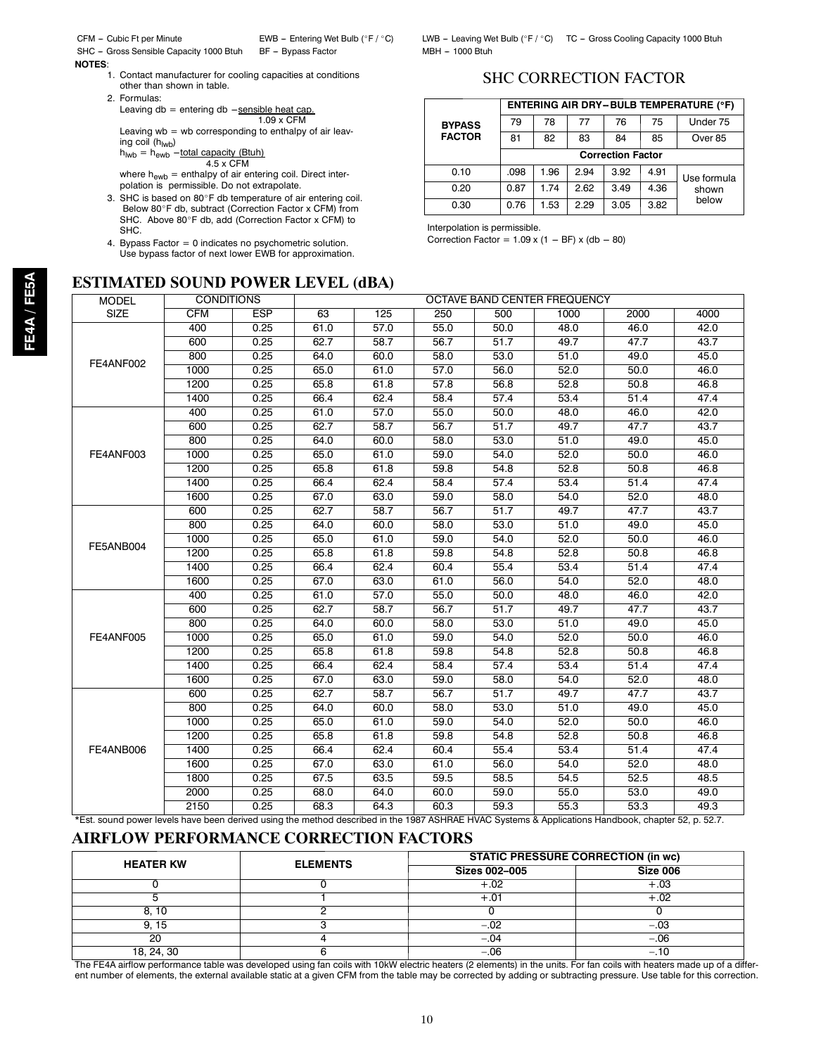CFM – Cubic Ft per Minute
SHC – Gross Sensible Capacity 1000 Btuh
EWB – Entering Wet Bulb (°F / °C)
BF – Bypass Factor
LWB – Leaving Wet Bulb (°F / °C)
MBH – 1000 Btuh
TC – Gross Cooling Capacity 1000 Btuh

**NOTES**:

1. Contact manufacturer for cooling capacities at conditions other than shown in table.
2. Formulas:
   Leaving db = entering db − $\frac{\text{sensible heat cap.}}{1.09 \times \text{CFM}}$
   Leaving wb = wb corresponding to enthalpy of air leaving coil ($h_{lwb}$)
   $h_{lwb} = h_{ewb} - \frac{\text{total capacity (Btuh)}}{4.5 \times \text{CFM}}$
   where $h_{ewb}$ = enthalpy of air entering coil. Direct interpolation is permissible. Do not extrapolate.
3. SHC is based on 80°F db temperature of air entering coil. Below 80°F db, subtract (Correction Factor x CFM) from SHC. Above 80°F db, add (Correction Factor x CFM) to SHC.
4. Bypass Factor = 0 indicates no psychometric solution. Use bypass factor of next lower EWB for approximation.

## SHC CORRECTION FACTOR

| BYPASS FACTOR | ENTERING AIR DRY–BULB TEMPERATURE (°F) | | | | | |
|---|---|---|---|---|---|---|
| | 79 | 78 | 77 | 76 | 75 | Under 75 |
| | 81 | 82 | 83 | 84 | 85 | Over 85 |
| | **Correction Factor** | | | | | |
| 0.10 | .098 | 1.96 | 2.94 | 3.92 | 4.91 | Use formula shown below |
| 0.20 | 0.87 | 1.74 | 2.62 | 3.49 | 4.36 | |
| 0.30 | 0.76 | 1.53 | 2.29 | 3.05 | 3.82 | |

Interpolation is permissible.
Correction Factor = 1.09 x (1 − BF) x (db − 80)

## ESTIMATED SOUND POWER LEVEL (dBA)

| MODEL SIZE | CONDITIONS | | OCTAVE BAND CENTER FREQUENCY | | | | | | |
|---|---|---|---|---|---|---|---|---|---|
| | CFM | ESP | 63 | 125 | 250 | 500 | 1000 | 2000 | 4000 |
| FE4ANF002 | 400 | 0.25 | 61.0 | 57.0 | 55.0 | 50.0 | 48.0 | 46.0 | 42.0 |
| | 600 | 0.25 | 62.7 | 58.7 | 56.7 | 51.7 | 49.7 | 47.7 | 43.7 |
| | 800 | 0.25 | 64.0 | 60.0 | 58.0 | 53.0 | 51.0 | 49.0 | 45.0 |
| | 1000 | 0.25 | 65.0 | 61.0 | 57.0 | 56.0 | 52.0 | 50.0 | 46.0 |
| | 1200 | 0.25 | 65.8 | 61.8 | 57.8 | 56.8 | 52.8 | 50.8 | 46.8 |
| | 1400 | 0.25 | 66.4 | 62.4 | 58.4 | 57.4 | 53.4 | 51.4 | 47.4 |
| FE4ANF003 | 400 | 0.25 | 61.0 | 57.0 | 55.0 | 50.0 | 48.0 | 46.0 | 42.0 |
| | 600 | 0.25 | 62.7 | 58.7 | 56.7 | 51.7 | 49.7 | 47.7 | 43.7 |
| | 800 | 0.25 | 64.0 | 60.0 | 58.0 | 53.0 | 51.0 | 49.0 | 45.0 |
| | 1000 | 0.25 | 65.0 | 61.0 | 59.0 | 54.0 | 52.0 | 50.0 | 46.0 |
| | 1200 | 0.25 | 65.8 | 61.8 | 59.8 | 54.8 | 52.8 | 50.8 | 46.8 |
| | 1400 | 0.25 | 66.4 | 62.4 | 58.4 | 57.4 | 53.4 | 51.4 | 47.4 |
| | 1600 | 0.25 | 67.0 | 63.0 | 59.0 | 58.0 | 54.0 | 52.0 | 48.0 |
| FE5ANB004 | 600 | 0.25 | 62.7 | 58.7 | 56.7 | 51.7 | 49.7 | 47.7 | 43.7 |
| | 800 | 0.25 | 64.0 | 60.0 | 58.0 | 53.0 | 51.0 | 49.0 | 45.0 |
| | 1000 | 0.25 | 65.0 | 61.0 | 59.0 | 54.0 | 52.0 | 50.0 | 46.0 |
| | 1200 | 0.25 | 65.8 | 61.8 | 59.8 | 54.8 | 52.8 | 50.8 | 46.8 |
| | 1400 | 0.25 | 66.4 | 62.4 | 60.4 | 55.4 | 53.4 | 51.4 | 47.4 |
| | 1600 | 0.25 | 67.0 | 63.0 | 61.0 | 56.0 | 54.0 | 52.0 | 48.0 |
| FE4ANF005 | 400 | 0.25 | 61.0 | 57.0 | 55.0 | 50.0 | 48.0 | 46.0 | 42.0 |
| | 600 | 0.25 | 62.7 | 58.7 | 56.7 | 51.7 | 49.7 | 47.7 | 43.7 |
| | 800 | 0.25 | 64.0 | 60.0 | 58.0 | 53.0 | 51.0 | 49.0 | 45.0 |
| | 1000 | 0.25 | 65.0 | 61.0 | 59.0 | 54.0 | 52.0 | 50.0 | 46.0 |
| | 1200 | 0.25 | 65.8 | 61.8 | 59.8 | 54.8 | 52.8 | 50.8 | 46.8 |
| | 1400 | 0.25 | 66.4 | 62.4 | 58.4 | 57.4 | 53.4 | 51.4 | 47.4 |
| | 1600 | 0.25 | 67.0 | 63.0 | 59.0 | 58.0 | 54.0 | 52.0 | 48.0 |
| FE4ANB006 | 600 | 0.25 | 62.7 | 58.7 | 56.7 | 51.7 | 49.7 | 47.7 | 43.7 |
| | 800 | 0.25 | 64.0 | 60.0 | 58.0 | 53.0 | 51.0 | 49.0 | 45.0 |
| | 1000 | 0.25 | 65.0 | 61.0 | 59.0 | 54.0 | 52.0 | 50.0 | 46.0 |
| | 1200 | 0.25 | 65.8 | 61.8 | 59.8 | 54.8 | 52.8 | 50.8 | 46.8 |
| | 1400 | 0.25 | 66.4 | 62.4 | 60.4 | 55.4 | 53.4 | 51.4 | 47.4 |
| | 1600 | 0.25 | 67.0 | 63.0 | 61.0 | 56.0 | 54.0 | 52.0 | 48.0 |
| | 1800 | 0.25 | 67.5 | 63.5 | 59.5 | 58.5 | 54.5 | 52.5 | 48.5 |
| | 2000 | 0.25 | 68.0 | 64.0 | 60.0 | 59.0 | 55.0 | 53.0 | 49.0 |
| | 2150 | 0.25 | 68.3 | 64.3 | 60.3 | 59.3 | 55.3 | 53.3 | 49.3 |

*Est. sound power levels have been derived using the method described in the 1987 ASHRAE HVAC Systems & Applications Handbook, chapter 52, p. 52.7.

## AIRFLOW PERFORMANCE CORRECTION FACTORS

| HEATER KW | ELEMENTS | STATIC PRESSURE CORRECTION (in wc) | |
|---|---|---|---|
| | | Sizes 002–005 | Size 006 |
| 0 | 0 | +.02 | +.03 |
| 5 | 1 | +.01 | +.02 |
| 8, 10 | 2 | 0 | 0 |
| 9, 15 | 3 | −.02 | −.03 |
| 20 | 4 | −.04 | −.06 |
| 18, 24, 30 | 6 | −.06 | −.10 |

The FE4A airflow performance table was developed using fan coils with 10kW electric heaters (2 elements) in the units. For fan coils with heaters made up of a different number of elements, the external available static at a given CFM from the table may be corrected by adding or subtracting pressure. Use table for this correction.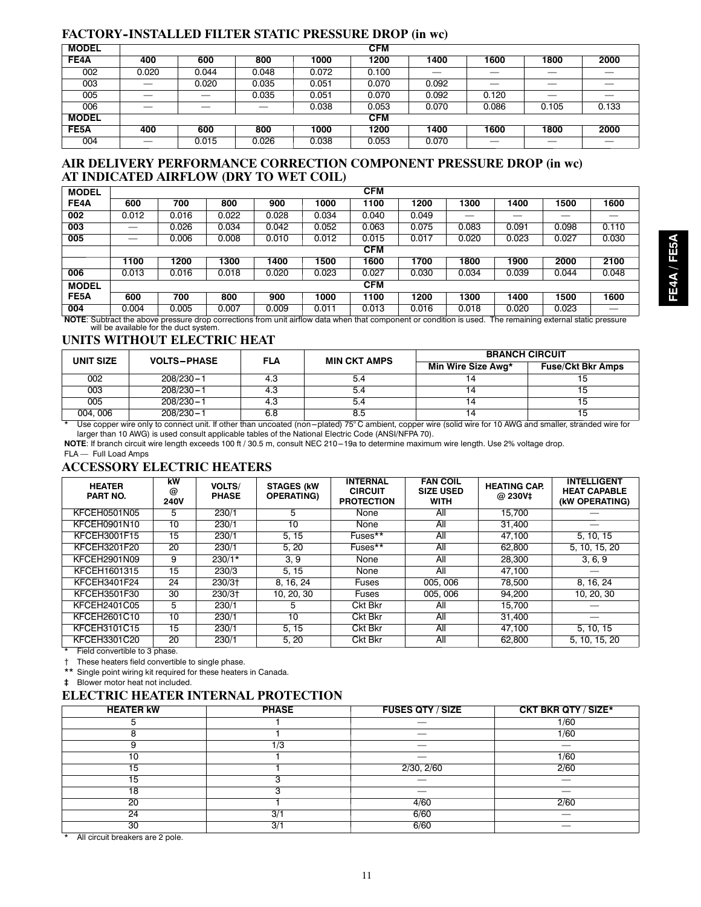## FACTORY-INSTALLED FILTER STATIC PRESSURE DROP (in wc)

| MODEL | CFM | | | | | | | | |
|---|---|---|---|---|---|---|---|---|---|
| FE4A | 400 | 600 | 800 | 1000 | 1200 | 1400 | 1600 | 1800 | 2000 |
| 002 | 0.020 | 0.044 | 0.048 | 0.072 | 0.100 | — | — | — | — |
| 003 | — | 0.020 | 0.035 | 0.051 | 0.070 | 0.092 | — | — | — |
| 005 | — | — | 0.035 | 0.051 | 0.070 | 0.092 | 0.120 | — | — |
| 006 | — | — | — | 0.038 | 0.053 | 0.070 | 0.086 | 0.105 | 0.133 |
| MODEL | CFM | | | | | | | | |
| FE5A | 400 | 600 | 800 | 1000 | 1200 | 1400 | 1600 | 1800 | 2000 |
| 004 | — | 0.015 | 0.026 | 0.038 | 0.053 | 0.070 | — | — | — |

## AIR DELIVERY PERFORMANCE CORRECTION COMPONENT PRESSURE DROP (in wc) AT INDICATED AIRFLOW (DRY TO WET COIL)

| MODEL | CFM | | | | | | | | | | |
|---|---|---|---|---|---|---|---|---|---|---|---|
| FE4A | 600 | 700 | 800 | 900 | 1000 | 1100 | 1200 | 1300 | 1400 | 1500 | 1600 |
| 002 | 0.012 | 0.016 | 0.022 | 0.028 | 0.034 | 0.040 | 0.049 | — | — | — | — |
| 003 | — | 0.026 | 0.034 | 0.042 | 0.052 | 0.063 | 0.075 | 0.083 | 0.091 | 0.098 | 0.110 |
| 005 | — | 0.006 | 0.008 | 0.010 | 0.012 | 0.015 | 0.017 | 0.020 | 0.023 | 0.027 | 0.030 |
| | CFM | | | | | | | | | | |
| | 1100 | 1200 | 1300 | 1400 | 1500 | 1600 | 1700 | 1800 | 1900 | 2000 | 2100 |
| 006 | 0.013 | 0.016 | 0.018 | 0.020 | 0.023 | 0.027 | 0.030 | 0.034 | 0.039 | 0.044 | 0.048 |
| MODEL | CFM | | | | | | | | | | |
| FE5A | 600 | 700 | 800 | 900 | 1000 | 1100 | 1200 | 1300 | 1400 | 1500 | 1600 |
| 004 | 0.004 | 0.005 | 0.007 | 0.009 | 0.011 | 0.013 | 0.016 | 0.018 | 0.020 | 0.023 | — |

**NOTE**: Subtract the above pressure drop corrections from unit airflow data when that component or condition is used. The remaining external static pressure will be available for the duct system.

## UNITS WITHOUT ELECTRIC HEAT

| UNIT SIZE | VOLTS−PHASE | FLA | MIN CKT AMPS | BRANCH CIRCUIT | |
|---|---|---|---|---|---|
| | | | | Min Wire Size Awg* | Fuse/Ckt Bkr Amps |
| 002 | 208/230−1 | 4.3 | 5.4 | 14 | 15 |
| 003 | 208/230−1 | 4.3 | 5.4 | 14 | 15 |
| 005 | 208/230−1 | 4.3 | 5.4 | 14 | 15 |
| 004, 006 | 208/230−1 | 6.8 | 8.5 | 14 | 15 |

\* Use copper wire only to connect unit. If other than uncoated (non−plated) 75°C ambient, copper wire (solid wire for 10 AWG and smaller, stranded wire for larger than 10 AWG) is used consult applicable tables of the National Electric Code (ANSI/NFPA 70).

**NOTE**: If branch circuit wire length exceeds 100 ft / 30.5 m, consult NEC 210−19a to determine maximum wire length. Use 2% voltage drop.

FLA — Full Load Amps

## ACCESSORY ELECTRIC HEATERS

| HEATER PART NO. | kW @ 240V | VOLTS/ PHASE | STAGES (kW OPERATING) | INTERNAL CIRCUIT PROTECTION | FAN COIL SIZE USED WITH | HEATING CAP. @ 230V‡ | INTELLIGENT HEAT CAPABLE (kW OPERATING) |
|---|---|---|---|---|---|---|---|
| KFCEH0501N05 | 5 | 230/1 | 5 | None | All | 15,700 | — |
| KFCEH0901N10 | 10 | 230/1 | 10 | None | All | 31,400 | — |
| KFCEH3001F15 | 15 | 230/1 | 5, 15 | Fuses** | All | 47,100 | 5, 10, 15 |
| KFCEH3201F20 | 20 | 230/1 | 5, 20 | Fuses** | All | 62,800 | 5, 10, 15, 20 |
| KFCEH2901N09 | 9 | 230/1* | 3, 9 | None | All | 28,300 | 3, 6, 9 |
| KFCEH1601315 | 15 | 230/3 | 5, 15 | None | All | 47,100 | — |
| KFCEH3401F24 | 24 | 230/3† | 8, 16, 24 | Fuses | 005, 006 | 78,500 | 8, 16, 24 |
| KFCEH3501F30 | 30 | 230/3† | 10, 20, 30 | Fuses | 005, 006 | 94,200 | 10, 20, 30 |
| KFCEH2401C05 | 5 | 230/1 | 5 | Ckt Bkr | All | 15,700 | — |
| KFCEH2601C10 | 10 | 230/1 | 10 | Ckt Bkr | All | 31,400 | — |
| KFCEH3101C15 | 15 | 230/1 | 5, 15 | Ckt Bkr | All | 47,100 | 5, 10, 15 |
| KFCEH3301C20 | 20 | 230/1 | 5, 20 | Ckt Bkr | All | 62,800 | 5, 10, 15, 20 |

\* Field convertible to 3 phase.

† These heaters field convertible to single phase.

** Single point wiring kit required for these heaters in Canada.

‡ Blower motor heat not included.

## ELECTRIC HEATER INTERNAL PROTECTION

| HEATER kW | PHASE | FUSES QTY / SIZE | CKT BKR QTY / SIZE* |
|---|---|---|---|
| 5 | 1 | — | 1/60 |
| 8 | 1 | — | 1/60 |
| 9 | 1/3 | — | — |
| 10 | 1 | — | 1/60 |
| 15 | 1 | 2/30, 2/60 | 2/60 |
| 15 | 3 | — | — |
| 18 | 3 | — | — |
| 20 | 1 | 4/60 | 2/60 |
| 24 | 3/1 | 6/60 | — |
| 30 | 3/1 | 6/60 | — |

\* All circuit breakers are 2 pole.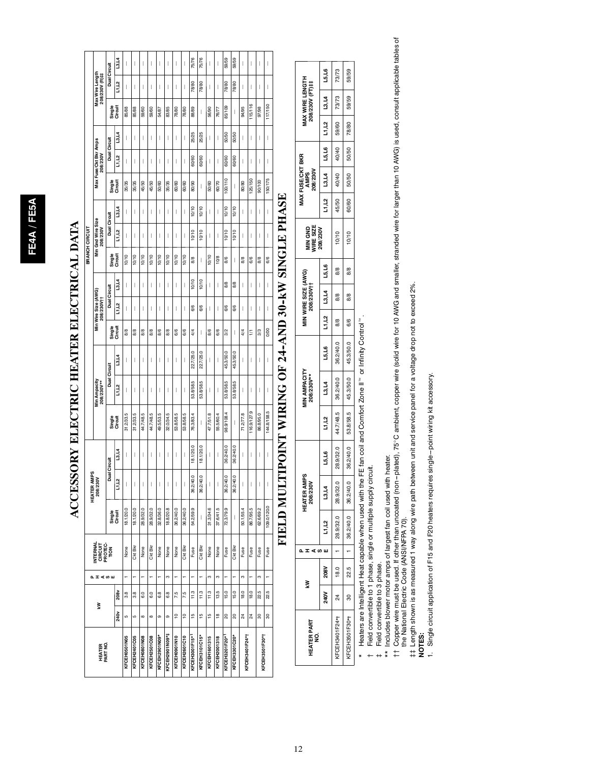# ACCESSORY ELECTRIC HEATER ELECTRICAL DATA

| HEATER PART NO. | kW | | PHASE | INTERNAL CIRCUIT PROTECTION | HEATER AMPS 208/230V | | | Min Ampacity 208/230V** | | | Min Wire Size (AWG) 208/230V†† | | | BRANCH CIRCUIT Min Gnd Wire Size 208/230V | | | Max Fuse/Ckt Bkr Amps 208/230V | | | Max Wire Length 208/230V (ft)‡‡ | | |
|---|---|---|---|---|---|---|---|---|---|---|---|---|---|---|---|---|---|---|---|---|---|---|
| | | | | | Single Circuit | Dual Circuit | | Single Circuit | Dual Circuit | | Single Circuit | Dual Circuit | | Single Circuit | Dual Circuit | | Single Circuit | Dual Circuit | | Single Circuit | Dual Circuit | |
| | 240v | 208v | | | | L1,L2 | L3,L4 | | L1,L2 | L3,L4 | | L1,L2 | L3,L4 | | L1,L2 | L3,L4 | | L1,L2 | L3,L4 | | L1,L2 | L3,L4 |
| KFCEH0501N05 | 5 | 3.8 | 1 | None | 18.1/20.0 | — | — | 31.2/33.5 | — | — | 8/8 | — | — | 10/10 | — | — | 35/35 | — | — | 85/88 | — | — |
| KFCEH2401C05 | 5 | 3.8 | 1 | Ckt Bkr | 18.1/20.0 | — | — | 31.2/33.5 | — | — | 8/8 | — | — | 10/10 | — | — | 35/35 | — | — | 85/88 | — | — |
| KFCEH0801N08 | 8 | 6.0 | 1 | None | 28.9/32.0 | — | — | 44.7/48.5 | — | — | 8/8 | — | — | 10/10 | — | — | 45/50 | — | — | 59/60 | — | — |
| KFCEH2501C08 | 8 | 6.0 | 1 | Ckt Bkr | 28.9/32.0 | — | — | 44.7/48.5 | — | — | 8/8 | — | — | 10/10 | — | — | 45/50 | — | — | 59/60 | — | — |
| KFCEH2901N09* | 9 | 6.8 | 1 | None | 32.8/36.0 | — | — | 49.5/53.5 | — | — | 8/6 | — | — | 10/10 | — | — | 50/60 | — | — | 54/87 | — | — |
| KFCEH2901N09*‡ | 9 | 6.8 | 3 | None | 18.8/20.8 | — | — | 32.0/34.5 | — | — | 8/8 | — | — | 10/10 | — | — | 35/35 | — | — | 83/85 | — | — |
| KFCEH0901N10 | 10 | 7.5 | 1 | None | 36.2/40.0 | — | — | 53.8/58.5 | — | — | 6/6 | — | — | 10/10 | — | — | 60/60 | — | — | 78/80 | — | — |
| KFCEH2601C10 | 10 | 7.5 | 1 | Ckt Bkr | 36.2/40.0 | — | — | 53.8/58.5 | — | — | 6/6 | — | — | 10/10 | — | — | 60/60 | — | — | 78/80 | — | — |
| KFCEH3001F15*† | 15 | 11.3 | 1 | Fuse | 54.2/59.9 | 36.2/40.0 | 18.1/20.0 | 76.3/83.4 | 53.8/58.5 | 22.7/25.0 | 4/4 | 6/6 | 10/10 | 8/8 | 10/10 | 10/10 | 80/90 | 60/60 | 25/25 | 88/89 | 78/80 | 75/76 |
| KFCEH3101C15* | 15 | 11.3 | 1 | Ckt Bkr | — | 36.2/40.0 | 18.1/20.0 | — | 53.8/58.5 | 22.7/25.0 | — | 6/6 | 10/10 | — | 10/10 | 10/10 | — | 60/60 | 25/25 | — | 78/80 | 75/76 |
| KFCEH1601315 | 15 | 11.3 | 3 | None | 31.3/34.6 | — | — | 47.7/51.8 | — | — | 8/6 | — | — | 10/10 | — | — | 50/60 | — | — | 56/90 | — | — |
| KFCEH2001318 | 18 | 13.5 | 3 | None | 37.6/41.5 | — | — | 55.5/60.4 | — | — | 6/6 | — | — | 10/8 | — | — | 60/70 | — | — | 76/77 | — | — |
| KFCEH3201F20*† | 20 | 15.0 | 1 | Fuse | 72.3/79.9 | 36.2/40.0 | 36.2/40.0 | 98.9/108.4 | 53.8/58.5 | 45.3/50.0 | 3/2 | 6/6 | 8/8 | 8/6 | 10/10 | 10/10 | 100/110 | 60/60 | 50/50 | 85/109 | 78/80 | 59/59 |
| KFCEH3301C20* | 20 | 15.0 | 1 | Ckt Bkr | — | 36.2/40.0 | 36.2/40.0 | — | 53.8/58.5 | 45.3/50.0 | — | 6/6 | 8/8 | — | 10/10 | 10/10 | — | 60/60 | 50/50 | — | 78/80 | 59/59 |
| KFCEH3401F24*† | 24 | 18.0 | 3 | Fuse | 50.1/55.4 | — | — | 71.2/77.8 | — | — | 4/4 | — | — | 8/8 | — | — | 80/80 | — | — | 94/95 | — | — |
| | 24 | 18.0 | 1 | Fuse | 86.7/95.5 | — | — | 116.9/127.9 | — | — | 1/1 | — | — | 6/6 | — | — | 125/150 | — | — | 115/116 | — | — |
| KFCEH3501F30*† | 30 | 22.5 | 3 | Fuse | 62.6/69.2 | — | — | 86.8/95.0 | — | — | 3/3 | — | — | 8/8 | — | — | 90/100 | — | — | 97/98 | — | — |
| | 30 | 22.5 | 1 | Fuse | 109.0/120.0 | — | — | 144.8/158.5 | — | — | 0/00 | — | — | 6/6 | — | — | 150/175 | — | — | 117/150 | — | — |

# FIELD MULTIPOINT WIRING OF 24-AND 30-kW SINGLE PHASE

| HEATER PART NO. | kW | | PHASE | HEATER AMPS 208/230V | | | MIN AMPACITY 208/230V** | | | MIN WIRE SIZE (AWG) 208/230V†† | | | MIN GND WIRE SIZE 208/230V | MAX FUSE/CKT BKR AMPS 208/230V | | | MAX WIRE LENGTH 208/230V (FT)‡‡ | | |
|---|---|---|---|---|---|---|---|---|---|---|---|---|---|---|---|---|---|---|---|
| | 240V | 208V | | L1,L2 | L3,L4 | L5,L6 | L1,L2 | L3,L4 | L5,L6 | L1,L2 | L3,L4 | L5,L6 | | L1,L2 | L3,L4 | L5,L6 | L1,L2 | L3,L4 | L5,L6 |
| KFCEH3401F24*† | 24 | 18.0 | 1 | 28.9/32.0 | 28.9/32.0 | 28.9/32.0 | 44.7/48.5 | 36.2/40.0 | 36.2/40.0 | 8/8 | 8/8 | 8/8 | 10/10 | 45/50 | 40/40 | 40/40 | 59/60 | 73/73 | 73/73 |
| KFCEH3501F30*† | 30 | 22.5 | 1 | 36.2/40.0 | 36.2/40.0 | 36.2/40.0 | 53.8/58.5 | 45.3/50.0 | 45.3/50.0 | 6/6 | 8/8 | 8/8 | 10/10 | 60/60 | 50/50 | 50/50 | 78/80 | 59/59 | 59/59 |

\* Heaters are Intelligent Heat capable when used with the FE fan coil and Comfort Zone II™ or Infinity Control™.

† Field convertible to 1 phase, single or multiple supply circuit.

‡ Field convertible to 3 phase.

** Includes blower motor amps of largest fan coil used with heater.

†† Copper wire must be used. If other than uncoated (non−plated), 75°C ambient, copper wire (solid wire for 10 AWG and smaller, stranded wire for larger than 10 AWG) is used, consult applicable tables of the National Electric Code (ANSI/NFPA 70).

‡‡ Length shown is as measured 1 way along wire path between unit and service panel for a voltage drop not to exceed 2%.

**NOTES:**

1. Single circuit application of F15 and F20 heaters requires single−point wiring kit accessory.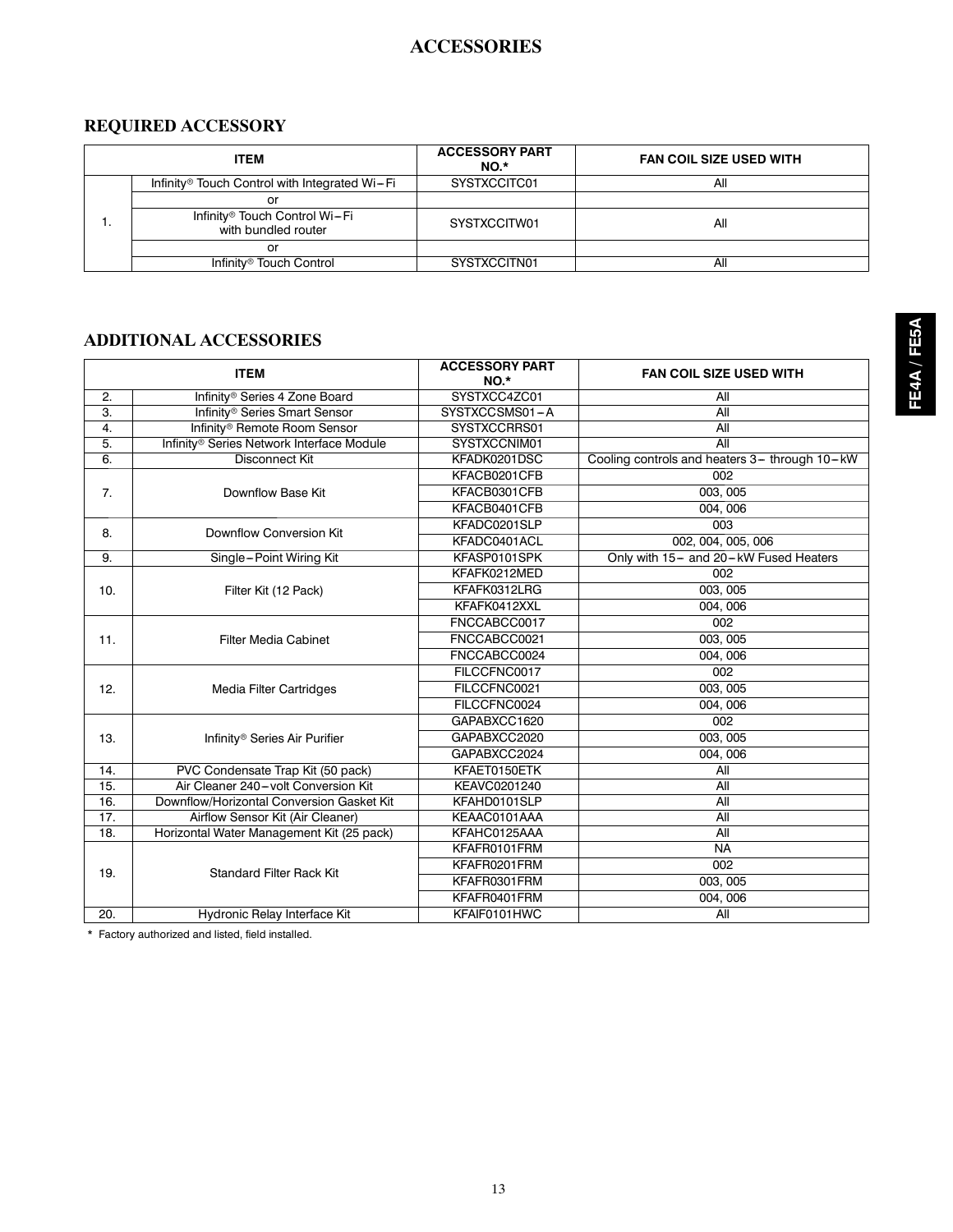# ACCESSORIES

## REQUIRED ACCESSORY

| ITEM | | ACCESSORY PART NO.* | FAN COIL SIZE USED WITH |
|---|---|---|---|
| 1. | Infinity® Touch Control with Integrated Wi–Fi | SYSTXCCITC01 | All |
| | or | | |
| | Infinity® Touch Control Wi–Fi with bundled router | SYSTXCCITW01 | All |
| | or | | |
| | Infinity® Touch Control | SYSTXCCITN01 | All |

## ADDITIONAL ACCESSORIES

| ITEM | | ACCESSORY PART NO.* | FAN COIL SIZE USED WITH |
|---|---|---|---|
| 2. | Infinity® Series 4 Zone Board | SYSTXCC4ZC01 | All |
| 3. | Infinity® Series Smart Sensor | SYSTXCCSMS01–A | All |
| 4. | Infinity® Remote Room Sensor | SYSTXCCRRS01 | All |
| 5. | Infinity® Series Network Interface Module | SYSTXCCNIM01 | All |
| 6. | Disconnect Kit | KFADK0201DSC | Cooling controls and heaters 3– through 10–kW |
| 7. | Downflow Base Kit | KFACB0201CFB | 002 |
| | | KFACB0301CFB | 003, 005 |
| | | KFACB0401CFB | 004, 006 |
| 8. | Downflow Conversion Kit | KFADC0201SLP | 003 |
| | | KFADC0401ACL | 002, 004, 005, 006 |
| 9. | Single–Point Wiring Kit | KFASP0101SPK | Only with 15– and 20–kW Fused Heaters |
| 10. | Filter Kit (12 Pack) | KFAFK0212MED | 002 |
| | | KFAFK0312LRG | 003, 005 |
| | | KFAFK0412XXL | 004, 006 |
| 11. | Filter Media Cabinet | FNCCABCC0017 | 002 |
| | | FNCCABCC0021 | 003, 005 |
| | | FNCCABCC0024 | 004, 006 |
| 12. | Media Filter Cartridges | FILCCFNC0017 | 002 |
| | | FILCCFNC0021 | 003, 005 |
| | | FILCCFNC0024 | 004, 006 |
| 13. | Infinity® Series Air Purifier | GAPABXCC1620 | 002 |
| | | GAPABXCC2020 | 003, 005 |
| | | GAPABXCC2024 | 004, 006 |
| 14. | PVC Condensate Trap Kit (50 pack) | KFAET0150ETK | All |
| 15. | Air Cleaner 240–volt Conversion Kit | KEAVC0201240 | All |
| 16. | Downflow/Horizontal Conversion Gasket Kit | KFAHD0101SLP | All |
| 17. | Airflow Sensor Kit (Air Cleaner) | KEAAC0101AAA | All |
| 18. | Horizontal Water Management Kit (25 pack) | KFAHC0125AAA | All |
| 19. | Standard Filter Rack Kit | KFAFR0101FRM | NA |
| | | KFAFR0201FRM | 002 |
| | | KFAFR0301FRM | 003, 005 |
| | | KFAFR0401FRM | 004, 006 |
| 20. | Hydronic Relay Interface Kit | KFAIF0101HWC | All |

\* Factory authorized and listed, field installed.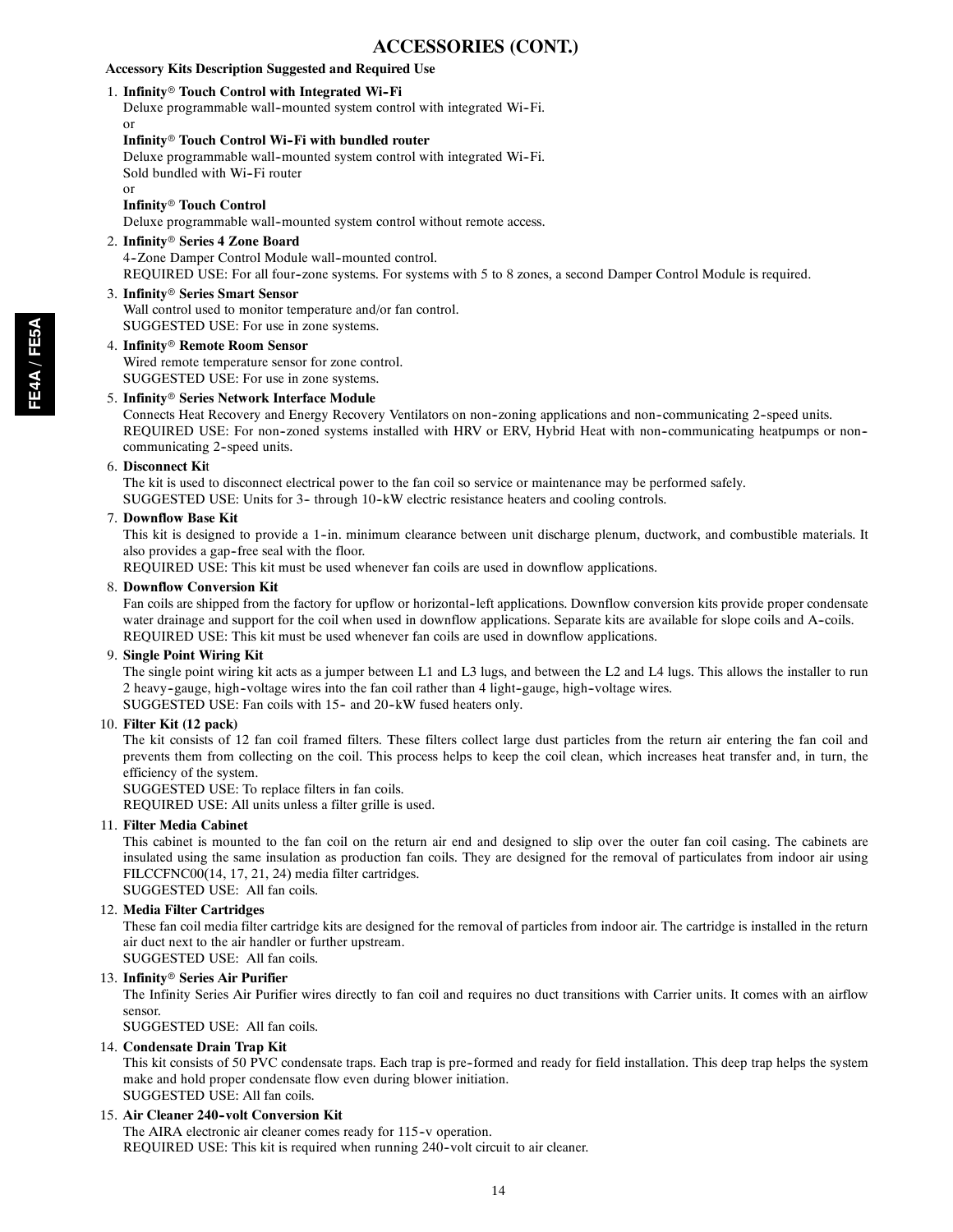# ACCESSORIES (CONT.)

**Accessory Kits Description Suggested and Required Use**

1. **Infinity® Touch Control with Integrated Wi-Fi**
   Deluxe programmable wall-mounted system control with integrated Wi-Fi.
   or
   **Infinity® Touch Control Wi-Fi with bundled router**
   Deluxe programmable wall-mounted system control with integrated Wi-Fi.
   Sold bundled with Wi-Fi router
   or
   **Infinity® Touch Control**
   Deluxe programmable wall-mounted system control without remote access.
2. **Infinity® Series 4 Zone Board**
   4-Zone Damper Control Module wall-mounted control.
   REQUIRED USE: For all four-zone systems. For systems with 5 to 8 zones, a second Damper Control Module is required.
3. **Infinity® Series Smart Sensor**
   Wall control used to monitor temperature and/or fan control.
   SUGGESTED USE: For use in zone systems.
4. **Infinity® Remote Room Sensor**
   Wired remote temperature sensor for zone control.
   SUGGESTED USE: For use in zone systems.
5. **Infinity® Series Network Interface Module**
   Connects Heat Recovery and Energy Recovery Ventilators on non-zoning applications and non-communicating 2-speed units.
   REQUIRED USE: For non-zoned systems installed with HRV or ERV, Hybrid Heat with non-communicating heatpumps or non-communicating 2-speed units.
6. **Disconnect Ki**t
   The kit is used to disconnect electrical power to the fan coil so service or maintenance may be performed safely.
   SUGGESTED USE: Units for 3- through 10-kW electric resistance heaters and cooling controls.
7. **Downflow Base Kit**
   This kit is designed to provide a 1-in. minimum clearance between unit discharge plenum, ductwork, and combustible materials. It also provides a gap-free seal with the floor.
   REQUIRED USE: This kit must be used whenever fan coils are used in downflow applications.
8. **Downflow Conversion Kit**
   Fan coils are shipped from the factory for upflow or horizontal-left applications. Downflow conversion kits provide proper condensate water drainage and support for the coil when used in downflow applications. Separate kits are available for slope coils and A-coils.
   REQUIRED USE: This kit must be used whenever fan coils are used in downflow applications.
9. **Single Point Wiring Kit**
   The single point wiring kit acts as a jumper between L1 and L3 lugs, and between the L2 and L4 lugs. This allows the installer to run 2 heavy-gauge, high-voltage wires into the fan coil rather than 4 light-gauge, high-voltage wires.
   SUGGESTED USE: Fan coils with 15- and 20-kW fused heaters only.
10. **Filter Kit (12 pack)**
    The kit consists of 12 fan coil framed filters. These filters collect large dust particles from the return air entering the fan coil and prevents them from collecting on the coil. This process helps to keep the coil clean, which increases heat transfer and, in turn, the efficiency of the system.
    SUGGESTED USE: To replace filters in fan coils.
    REQUIRED USE: All units unless a filter grille is used.
11. **Filter Media Cabinet**
    This cabinet is mounted to the fan coil on the return air end and designed to slip over the outer fan coil casing. The cabinets are insulated using the same insulation as production fan coils. They are designed for the removal of particulates from indoor air using FILCCFNC00(14, 17, 21, 24) media filter cartridges.
    SUGGESTED USE: All fan coils.
12. **Media Filter Cartridges**
    These fan coil media filter cartridge kits are designed for the removal of particles from indoor air. The cartridge is installed in the return air duct next to the air handler or further upstream.
    SUGGESTED USE: All fan coils.
13. **Infinity® Series Air Purifier**
    The Infinity Series Air Purifier wires directly to fan coil and requires no duct transitions with Carrier units. It comes with an airflow sensor.
    SUGGESTED USE: All fan coils.
14. **Condensate Drain Trap Kit**
    This kit consists of 50 PVC condensate traps. Each trap is pre-formed and ready for field installation. This deep trap helps the system make and hold proper condensate flow even during blower initiation.
    SUGGESTED USE: All fan coils.
15. **Air Cleaner 240-volt Conversion Kit**
    The AIRA electronic air cleaner comes ready for 115-v operation.
    REQUIRED USE: This kit is required when running 240-volt circuit to air cleaner.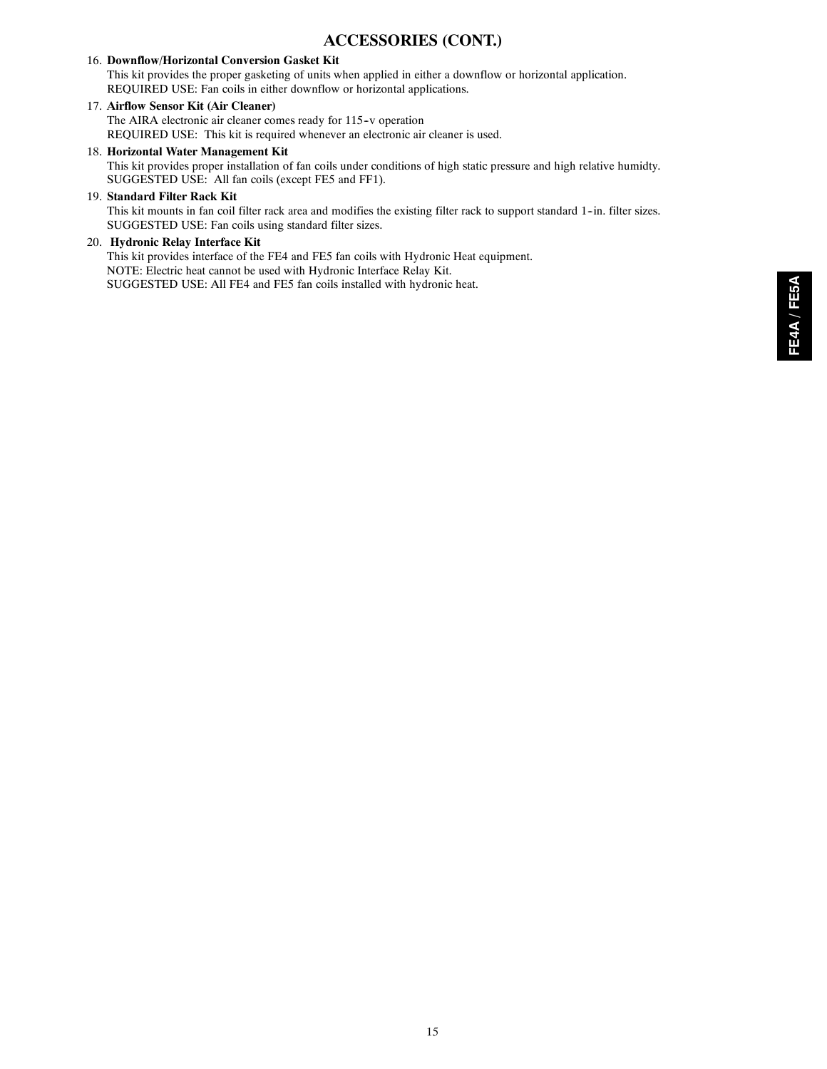## ACCESSORIES (CONT.)

16. **Downflow/Horizontal Conversion Gasket Kit**
    This kit provides the proper gasketing of units when applied in either a downflow or horizontal application.
    REQUIRED USE: Fan coils in either downflow or horizontal applications.

17. **Airflow Sensor Kit (Air Cleaner)**
    The AIRA electronic air cleaner comes ready for 115-v operation
    REQUIRED USE: This kit is required whenever an electronic air cleaner is used.

18. **Horizontal Water Management Kit**
    This kit provides proper installation of fan coils under conditions of high static pressure and high relative humidty.
    SUGGESTED USE: All fan coils (except FE5 and FF1).

19. **Standard Filter Rack Kit**
    This kit mounts in fan coil filter rack area and modifies the existing filter rack to support standard 1-in. filter sizes.
    SUGGESTED USE: Fan coils using standard filter sizes.

20. **Hydronic Relay Interface Kit**
    This kit provides interface of the FE4 and FE5 fan coils with Hydronic Heat equipment.
    NOTE: Electric heat cannot be used with Hydronic Interface Relay Kit.
    SUGGESTED USE: All FE4 and FE5 fan coils installed with hydronic heat.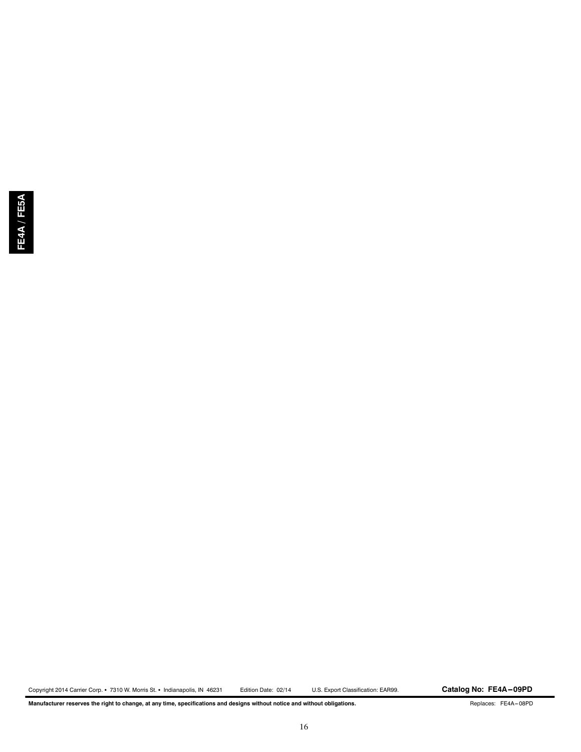Copyright 2014 Carrier Corp. • 7310 W. Morris St. • Indianapolis, IN 46231 Edition Date: 02/14 U.S. Export Classification: EAR99.

**Catalog No: FE4A−09PD**

**Manufacturer reserves the right to change, at any time, specifications and designs without notice and without obligations.**

Replaces: FE4A−08PD